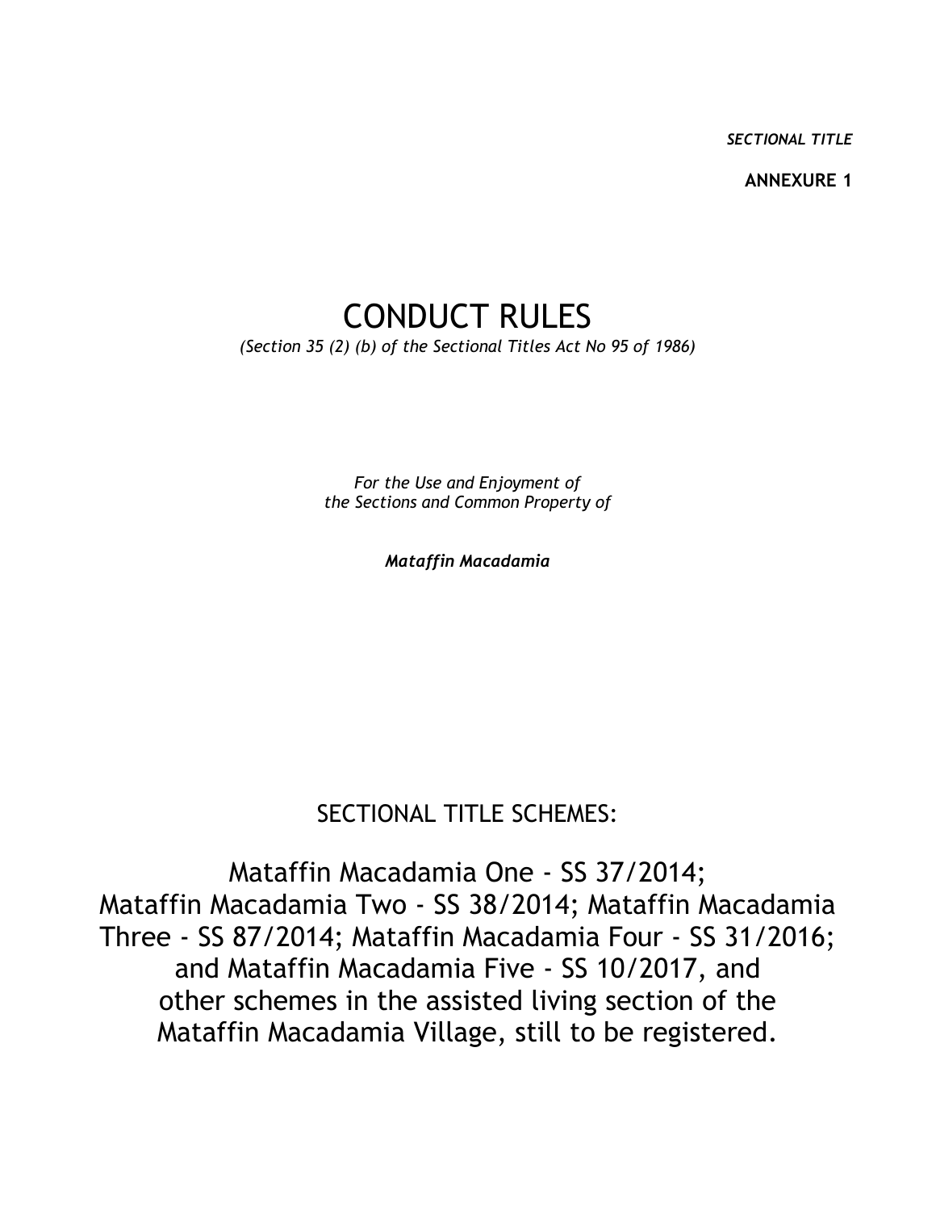*SECTIONAL TITLE*

**ANNEXURE 1**

# CONDUCT RULES

*(Section 35 (2) (b) of the Sectional Titles Act No 95 of 1986)*

*For the Use and Enjoyment of the Sections and Common Property of*

***Mataffin Macadamia***

SECTIONAL TITLE SCHEMES:

Mataffin Macadamia One - SS 37/2014; Mataffin Macadamia Two - SS 38/2014; Mataffin Macadamia Three - SS 87/2014; Mataffin Macadamia Four - SS 31/2016; and Mataffin Macadamia Five - SS 10/2017, and other schemes in the assisted living section of the Mataffin Macadamia Village, still to be registered.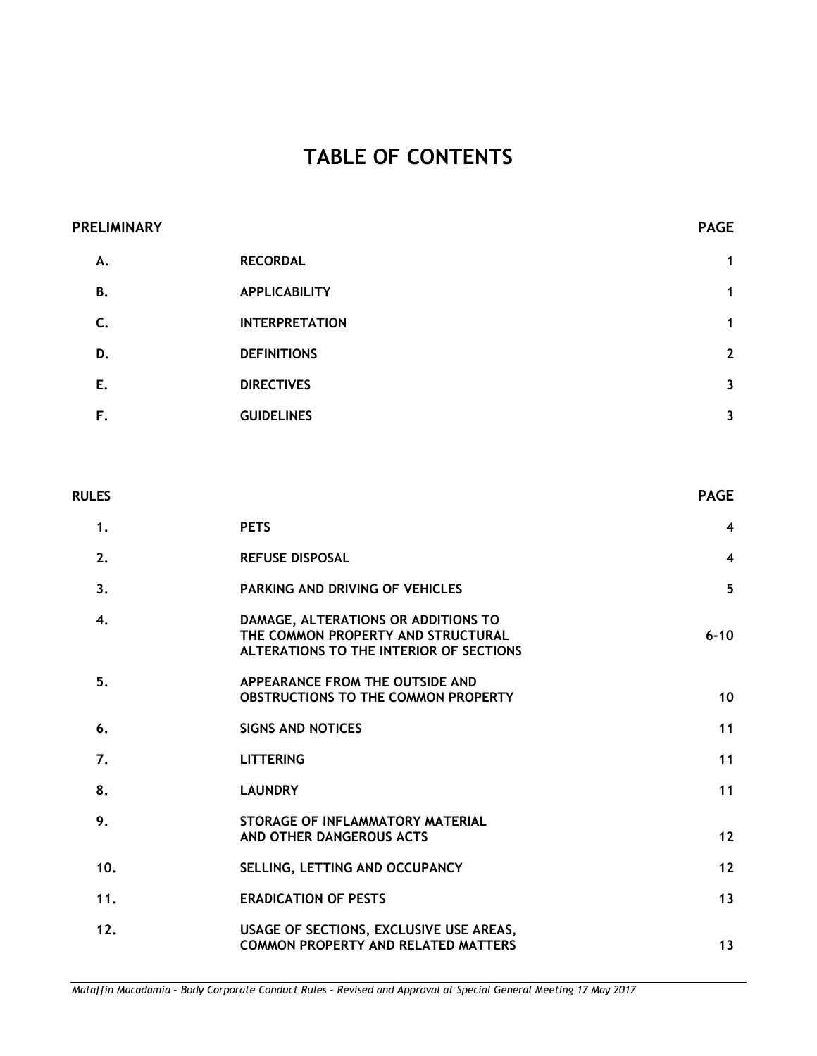# TABLE OF CONTENTS

| PRELIMINARY | | PAGE |
|---|---|---|
| A. | RECORDAL | 1 |
| B. | APPLICABILITY | 1 |
| C. | INTERPRETATION | 1 |
| D. | DEFINITIONS | 2 |
| E. | DIRECTIVES | 3 |
| F. | GUIDELINES | 3 |

| RULES | | PAGE |
|---|---|---|
| 1. | PETS | 4 |
| 2. | REFUSE DISPOSAL | 4 |
| 3. | PARKING AND DRIVING OF VEHICLES | 5 |
| 4. | DAMAGE, ALTERATIONS OR ADDITIONS TO THE COMMON PROPERTY AND STRUCTURAL ALTERATIONS TO THE INTERIOR OF SECTIONS | 6-10 |
| 5. | APPEARANCE FROM THE OUTSIDE AND OBSTRUCTIONS TO THE COMMON PROPERTY | 10 |
| 6. | SIGNS AND NOTICES | 11 |
| 7. | LITTERING | 11 |
| 8. | LAUNDRY | 11 |
| 9. | STORAGE OF INFLAMMATORY MATERIAL AND OTHER DANGEROUS ACTS | 12 |
| 10. | SELLING, LETTING AND OCCUPANCY | 12 |
| 11. | ERADICATION OF PESTS | 13 |
| 12. | USAGE OF SECTIONS, EXCLUSIVE USE AREAS, COMMON PROPERTY AND RELATED MATTERS | 13 |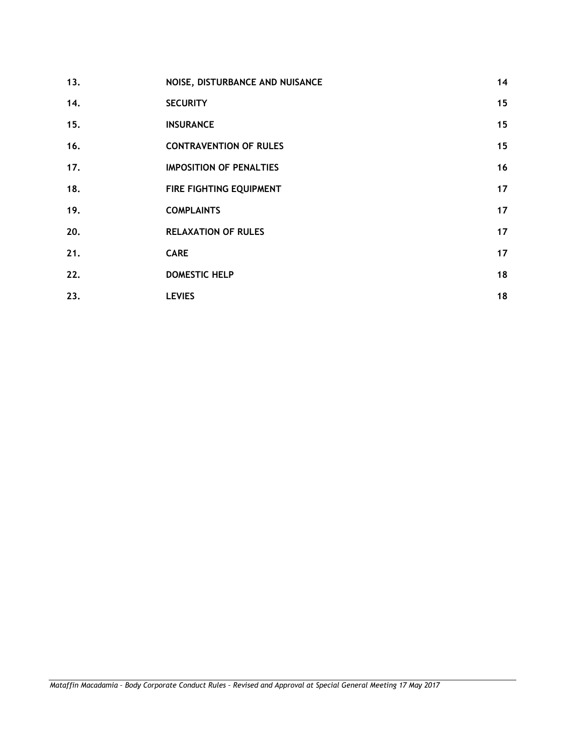| | | |
|---|---|---|
| **13.** | **NOISE, DISTURBANCE AND NUISANCE** | **14** |
| **14.** | **SECURITY** | **15** |
| **15.** | **INSURANCE** | **15** |
| **16.** | **CONTRAVENTION OF RULES** | **15** |
| **17.** | **IMPOSITION OF PENALTIES** | **16** |
| **18.** | **FIRE FIGHTING EQUIPMENT** | **17** |
| **19.** | **COMPLAINTS** | **17** |
| **20.** | **RELAXATION OF RULES** | **17** |
| **21.** | **CARE** | **17** |
| **22.** | **DOMESTIC HELP** | **18** |
| **23.** | **LEVIES** | **18** |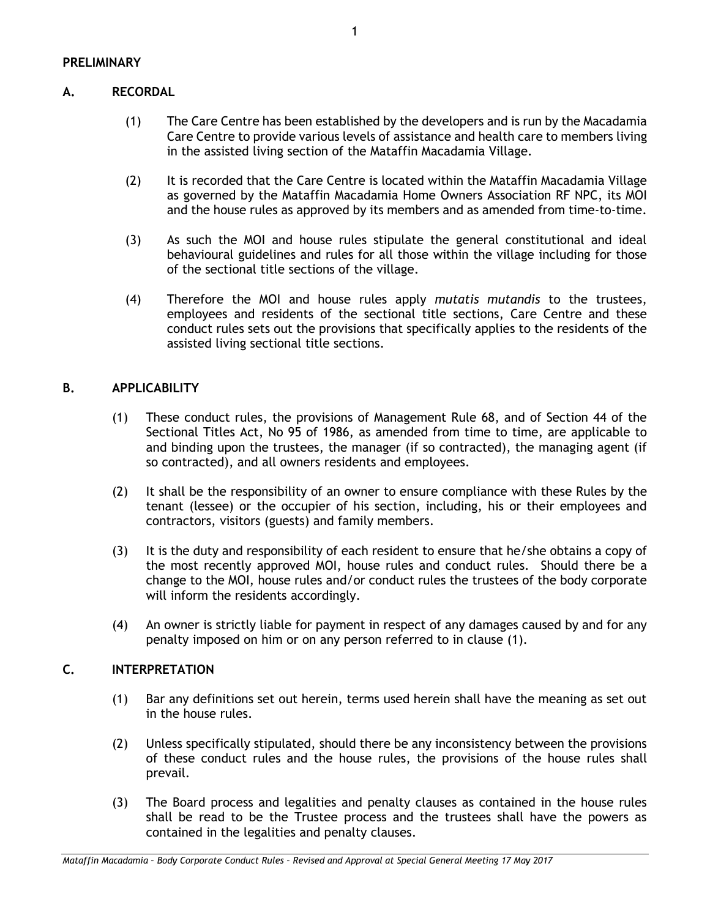**PRELIMINARY**

## A. RECORDAL

(1) The Care Centre has been established by the developers and is run by the Macadamia Care Centre to provide various levels of assistance and health care to members living in the assisted living section of the Mataffin Macadamia Village.

(2) It is recorded that the Care Centre is located within the Mataffin Macadamia Village as governed by the Mataffin Macadamia Home Owners Association RF NPC, its MOI and the house rules as approved by its members and as amended from time-to-time.

(3) As such the MOI and house rules stipulate the general constitutional and ideal behavioural guidelines and rules for all those within the village including for those of the sectional title sections of the village.

(4) Therefore the MOI and house rules apply *mutatis mutandis* to the trustees, employees and residents of the sectional title sections, Care Centre and these conduct rules sets out the provisions that specifically applies to the residents of the assisted living sectional title sections.

## B. APPLICABILITY

(1) These conduct rules, the provisions of Management Rule 68, and of Section 44 of the Sectional Titles Act, No 95 of 1986, as amended from time to time, are applicable to and binding upon the trustees, the manager (if so contracted), the managing agent (if so contracted), and all owners residents and employees.

(2) It shall be the responsibility of an owner to ensure compliance with these Rules by the tenant (lessee) or the occupier of his section, including, his or their employees and contractors, visitors (guests) and family members.

(3) It is the duty and responsibility of each resident to ensure that he/she obtains a copy of the most recently approved MOI, house rules and conduct rules. Should there be a change to the MOI, house rules and/or conduct rules the trustees of the body corporate will inform the residents accordingly.

(4) An owner is strictly liable for payment in respect of any damages caused by and for any penalty imposed on him or on any person referred to in clause (1).

## C. INTERPRETATION

(1) Bar any definitions set out herein, terms used herein shall have the meaning as set out in the house rules.

(2) Unless specifically stipulated, should there be any inconsistency between the provisions of these conduct rules and the house rules, the provisions of the house rules shall prevail.

(3) The Board process and legalities and penalty clauses as contained in the house rules shall be read to be the Trustee process and the trustees shall have the powers as contained in the legalities and penalty clauses.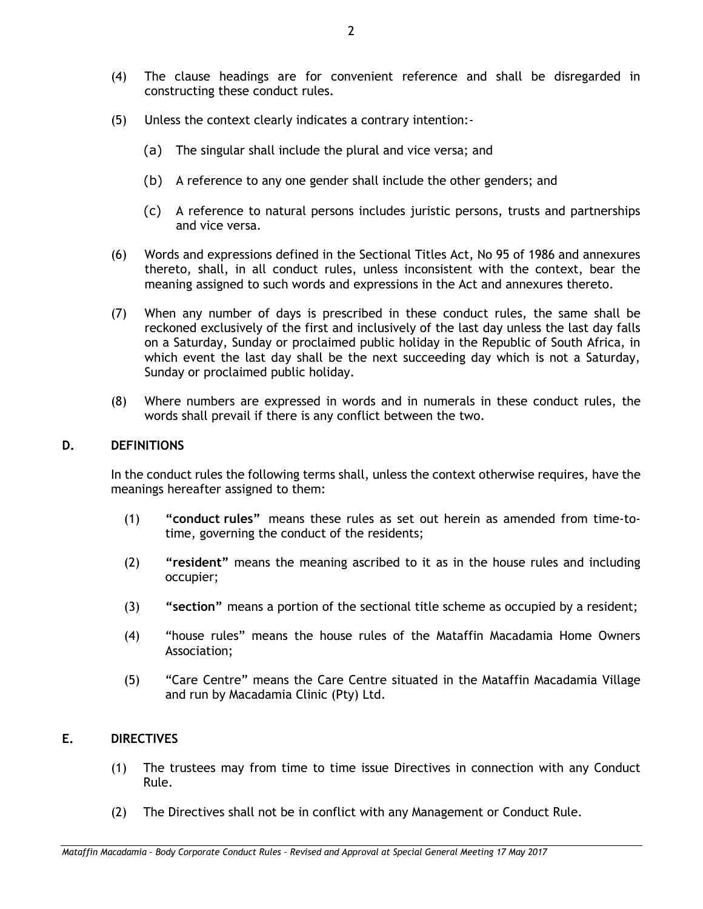(4) The clause headings are for convenient reference and shall be disregarded in constructing these conduct rules.

(5) Unless the context clearly indicates a contrary intention:-

  (a) The singular shall include the plural and vice versa; and

  (b) A reference to any one gender shall include the other genders; and

  (c) A reference to natural persons includes juristic persons, trusts and partnerships and vice versa.

(6) Words and expressions defined in the Sectional Titles Act, No 95 of 1986 and annexures thereto, shall, in all conduct rules, unless inconsistent with the context, bear the meaning assigned to such words and expressions in the Act and annexures thereto.

(7) When any number of days is prescribed in these conduct rules, the same shall be reckoned exclusively of the first and inclusively of the last day unless the last day falls on a Saturday, Sunday or proclaimed public holiday in the Republic of South Africa, in which event the last day shall be the next succeeding day which is not a Saturday, Sunday or proclaimed public holiday.

(8) Where numbers are expressed in words and in numerals in these conduct rules, the words shall prevail if there is any conflict between the two.

## D. DEFINITIONS

In the conduct rules the following terms shall, unless the context otherwise requires, have the meanings hereafter assigned to them:

(1) **"conduct rules"** means these rules as set out herein as amended from time-to-time, governing the conduct of the residents;

(2) **"resident"** means the meaning ascribed to it as in the house rules and including occupier;

(3) **"section"** means a portion of the sectional title scheme as occupied by a resident;

(4) "house rules" means the house rules of the Mataffin Macadamia Home Owners Association;

(5) "Care Centre" means the Care Centre situated in the Mataffin Macadamia Village and run by Macadamia Clinic (Pty) Ltd.

## E. DIRECTIVES

(1) The trustees may from time to time issue Directives in connection with any Conduct Rule.

(2) The Directives shall not be in conflict with any Management or Conduct Rule.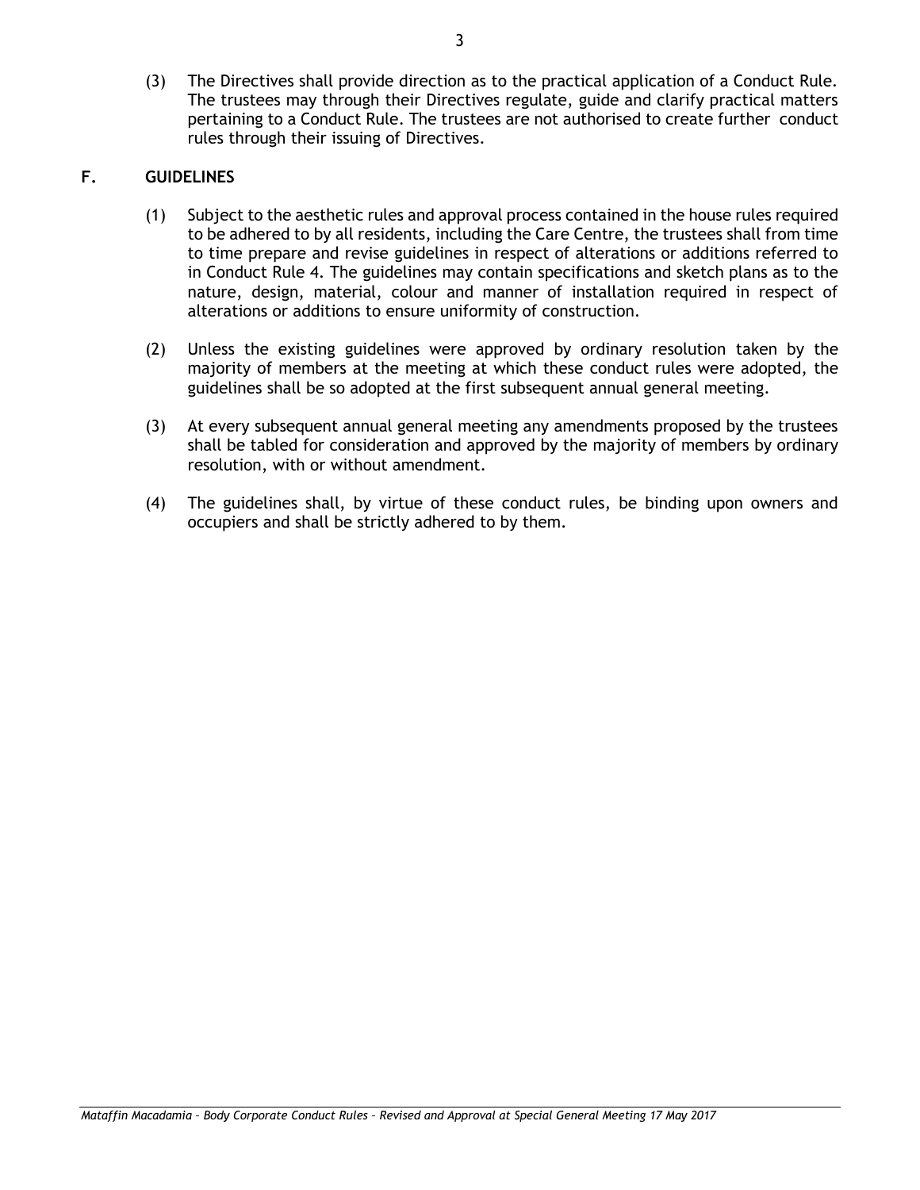(3) The Directives shall provide direction as to the practical application of a Conduct Rule. The trustees may through their Directives regulate, guide and clarify practical matters pertaining to a Conduct Rule. The trustees are not authorised to create further conduct rules through their issuing of Directives.

## F. GUIDELINES

(1) Subject to the aesthetic rules and approval process contained in the house rules required to be adhered to by all residents, including the Care Centre, the trustees shall from time to time prepare and revise guidelines in respect of alterations or additions referred to in Conduct Rule 4. The guidelines may contain specifications and sketch plans as to the nature, design, material, colour and manner of installation required in respect of alterations or additions to ensure uniformity of construction.

(2) Unless the existing guidelines were approved by ordinary resolution taken by the majority of members at the meeting at which these conduct rules were adopted, the guidelines shall be so adopted at the first subsequent annual general meeting.

(3) At every subsequent annual general meeting any amendments proposed by the trustees shall be tabled for consideration and approved by the majority of members by ordinary resolution, with or without amendment.

(4) The guidelines shall, by virtue of these conduct rules, be binding upon owners and occupiers and shall be strictly adhered to by them.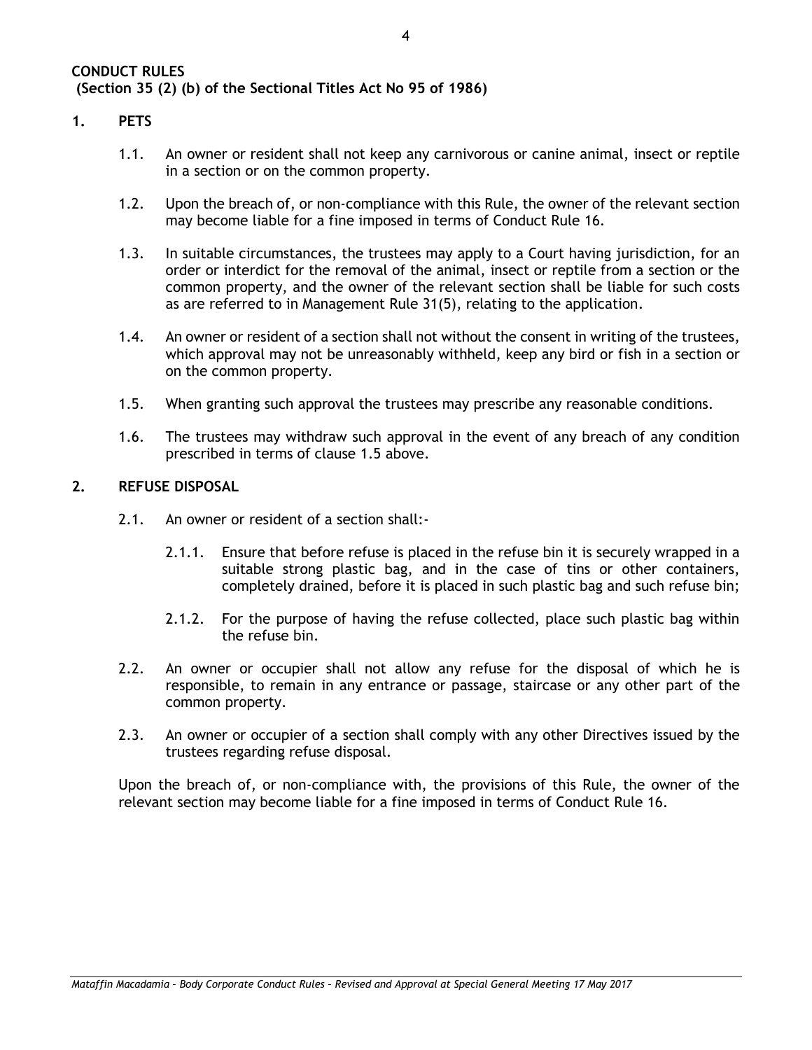**CONDUCT RULES**
**(Section 35 (2) (b) of the Sectional Titles Act No 95 of 1986)**

## 1. PETS

1.1. An owner or resident shall not keep any carnivorous or canine animal, insect or reptile in a section or on the common property.

1.2. Upon the breach of, or non-compliance with this Rule, the owner of the relevant section may become liable for a fine imposed in terms of Conduct Rule 16.

1.3. In suitable circumstances, the trustees may apply to a Court having jurisdiction, for an order or interdict for the removal of the animal, insect or reptile from a section or the common property, and the owner of the relevant section shall be liable for such costs as are referred to in Management Rule 31(5), relating to the application.

1.4. An owner or resident of a section shall not without the consent in writing of the trustees, which approval may not be unreasonably withheld, keep any bird or fish in a section or on the common property.

1.5. When granting such approval the trustees may prescribe any reasonable conditions.

1.6. The trustees may withdraw such approval in the event of any breach of any condition prescribed in terms of clause 1.5 above.

## 2. REFUSE DISPOSAL

2.1. An owner or resident of a section shall:-

2.1.1. Ensure that before refuse is placed in the refuse bin it is securely wrapped in a suitable strong plastic bag, and in the case of tins or other containers, completely drained, before it is placed in such plastic bag and such refuse bin;

2.1.2. For the purpose of having the refuse collected, place such plastic bag within the refuse bin.

2.2. An owner or occupier shall not allow any refuse for the disposal of which he is responsible, to remain in any entrance or passage, staircase or any other part of the common property.

2.3. An owner or occupier of a section shall comply with any other Directives issued by the trustees regarding refuse disposal.

Upon the breach of, or non-compliance with, the provisions of this Rule, the owner of the relevant section may become liable for a fine imposed in terms of Conduct Rule 16.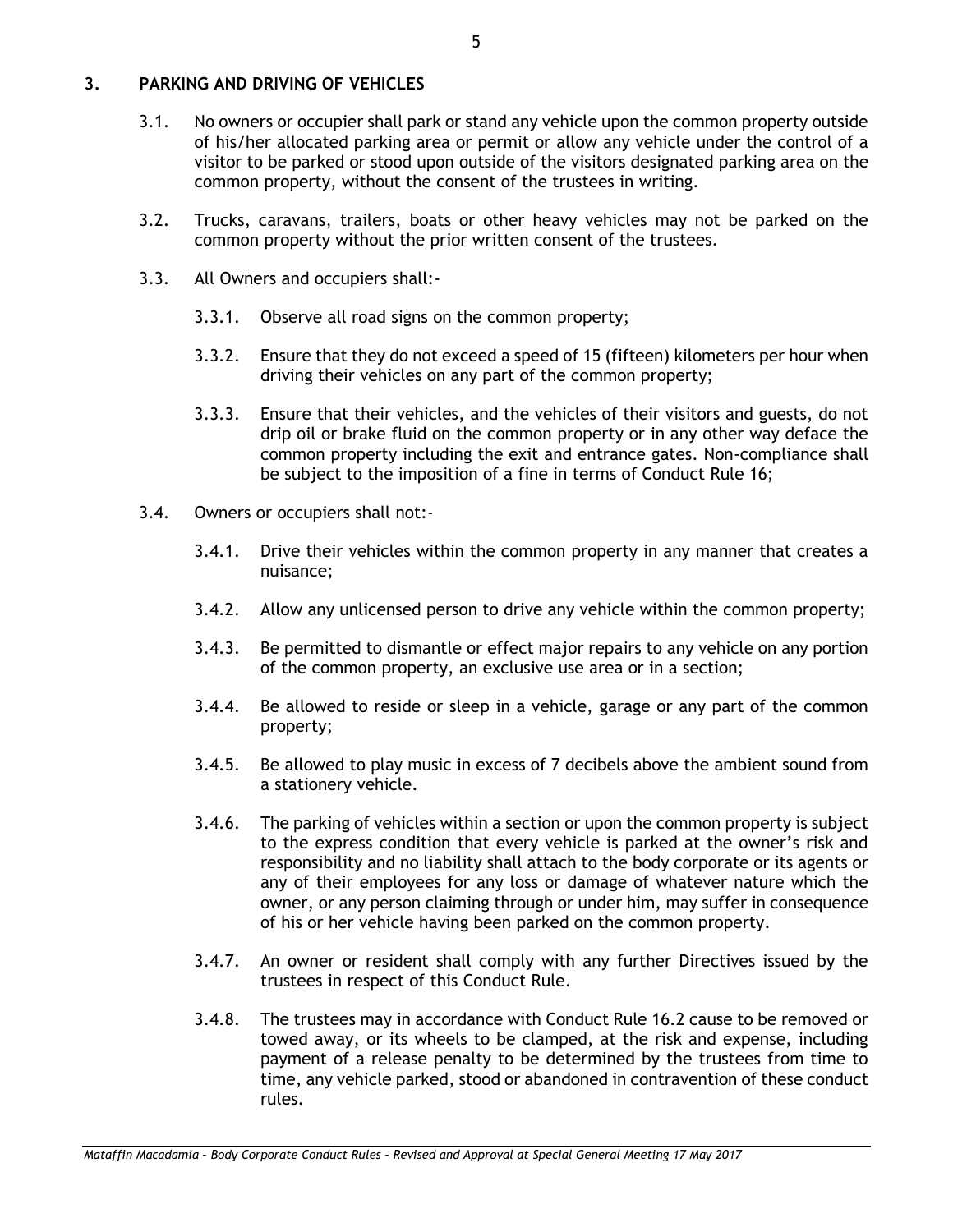## 3. PARKING AND DRIVING OF VEHICLES

3.1. No owners or occupier shall park or stand any vehicle upon the common property outside of his/her allocated parking area or permit or allow any vehicle under the control of a visitor to be parked or stood upon outside of the visitors designated parking area on the common property, without the consent of the trustees in writing.

3.2. Trucks, caravans, trailers, boats or other heavy vehicles may not be parked on the common property without the prior written consent of the trustees.

3.3. All Owners and occupiers shall:-

3.3.1. Observe all road signs on the common property;

3.3.2. Ensure that they do not exceed a speed of 15 (fifteen) kilometers per hour when driving their vehicles on any part of the common property;

3.3.3. Ensure that their vehicles, and the vehicles of their visitors and guests, do not drip oil or brake fluid on the common property or in any other way deface the common property including the exit and entrance gates. Non-compliance shall be subject to the imposition of a fine in terms of Conduct Rule 16;

3.4. Owners or occupiers shall not:-

3.4.1. Drive their vehicles within the common property in any manner that creates a nuisance;

3.4.2. Allow any unlicensed person to drive any vehicle within the common property;

3.4.3. Be permitted to dismantle or effect major repairs to any vehicle on any portion of the common property, an exclusive use area or in a section;

3.4.4. Be allowed to reside or sleep in a vehicle, garage or any part of the common property;

3.4.5. Be allowed to play music in excess of 7 decibels above the ambient sound from a stationery vehicle.

3.4.6. The parking of vehicles within a section or upon the common property is subject to the express condition that every vehicle is parked at the owner's risk and responsibility and no liability shall attach to the body corporate or its agents or any of their employees for any loss or damage of whatever nature which the owner, or any person claiming through or under him, may suffer in consequence of his or her vehicle having been parked on the common property.

3.4.7. An owner or resident shall comply with any further Directives issued by the trustees in respect of this Conduct Rule.

3.4.8. The trustees may in accordance with Conduct Rule 16.2 cause to be removed or towed away, or its wheels to be clamped, at the risk and expense, including payment of a release penalty to be determined by the trustees from time to time, any vehicle parked, stood or abandoned in contravention of these conduct rules.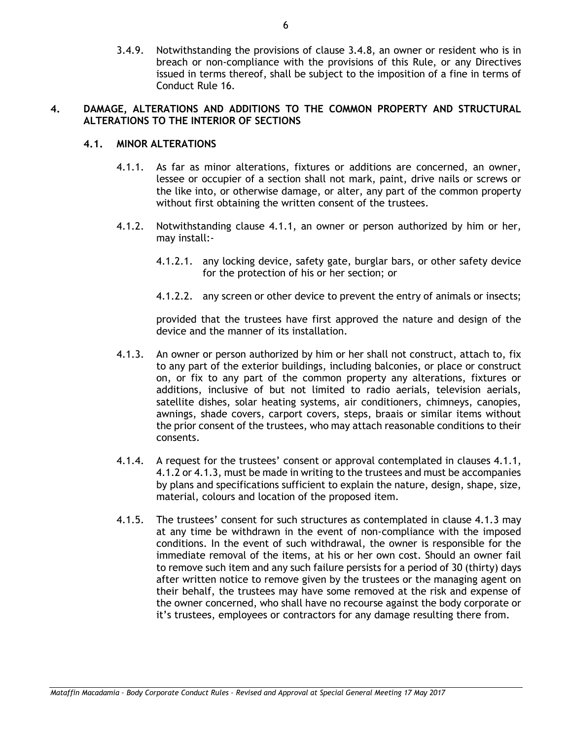3.4.9. Notwithstanding the provisions of clause 3.4.8, an owner or resident who is in breach or non-compliance with the provisions of this Rule, or any Directives issued in terms thereof, shall be subject to the imposition of a fine in terms of Conduct Rule 16.

## 4. DAMAGE, ALTERATIONS AND ADDITIONS TO THE COMMON PROPERTY AND STRUCTURAL ALTERATIONS TO THE INTERIOR OF SECTIONS

### 4.1. MINOR ALTERATIONS

4.1.1. As far as minor alterations, fixtures or additions are concerned, an owner, lessee or occupier of a section shall not mark, paint, drive nails or screws or the like into, or otherwise damage, or alter, any part of the common property without first obtaining the written consent of the trustees.

4.1.2. Notwithstanding clause 4.1.1, an owner or person authorized by him or her, may install:-

4.1.2.1. any locking device, safety gate, burglar bars, or other safety device for the protection of his or her section; or

4.1.2.2. any screen or other device to prevent the entry of animals or insects;

provided that the trustees have first approved the nature and design of the device and the manner of its installation.

4.1.3. An owner or person authorized by him or her shall not construct, attach to, fix to any part of the exterior buildings, including balconies, or place or construct on, or fix to any part of the common property any alterations, fixtures or additions, inclusive of but not limited to radio aerials, television aerials, satellite dishes, solar heating systems, air conditioners, chimneys, canopies, awnings, shade covers, carport covers, steps, braais or similar items without the prior consent of the trustees, who may attach reasonable conditions to their consents.

4.1.4. A request for the trustees' consent or approval contemplated in clauses 4.1.1, 4.1.2 or 4.1.3, must be made in writing to the trustees and must be accompanies by plans and specifications sufficient to explain the nature, design, shape, size, material, colours and location of the proposed item.

4.1.5. The trustees' consent for such structures as contemplated in clause 4.1.3 may at any time be withdrawn in the event of non-compliance with the imposed conditions. In the event of such withdrawal, the owner is responsible for the immediate removal of the items, at his or her own cost. Should an owner fail to remove such item and any such failure persists for a period of 30 (thirty) days after written notice to remove given by the trustees or the managing agent on their behalf, the trustees may have some removed at the risk and expense of the owner concerned, who shall have no recourse against the body corporate or it's trustees, employees or contractors for any damage resulting there from.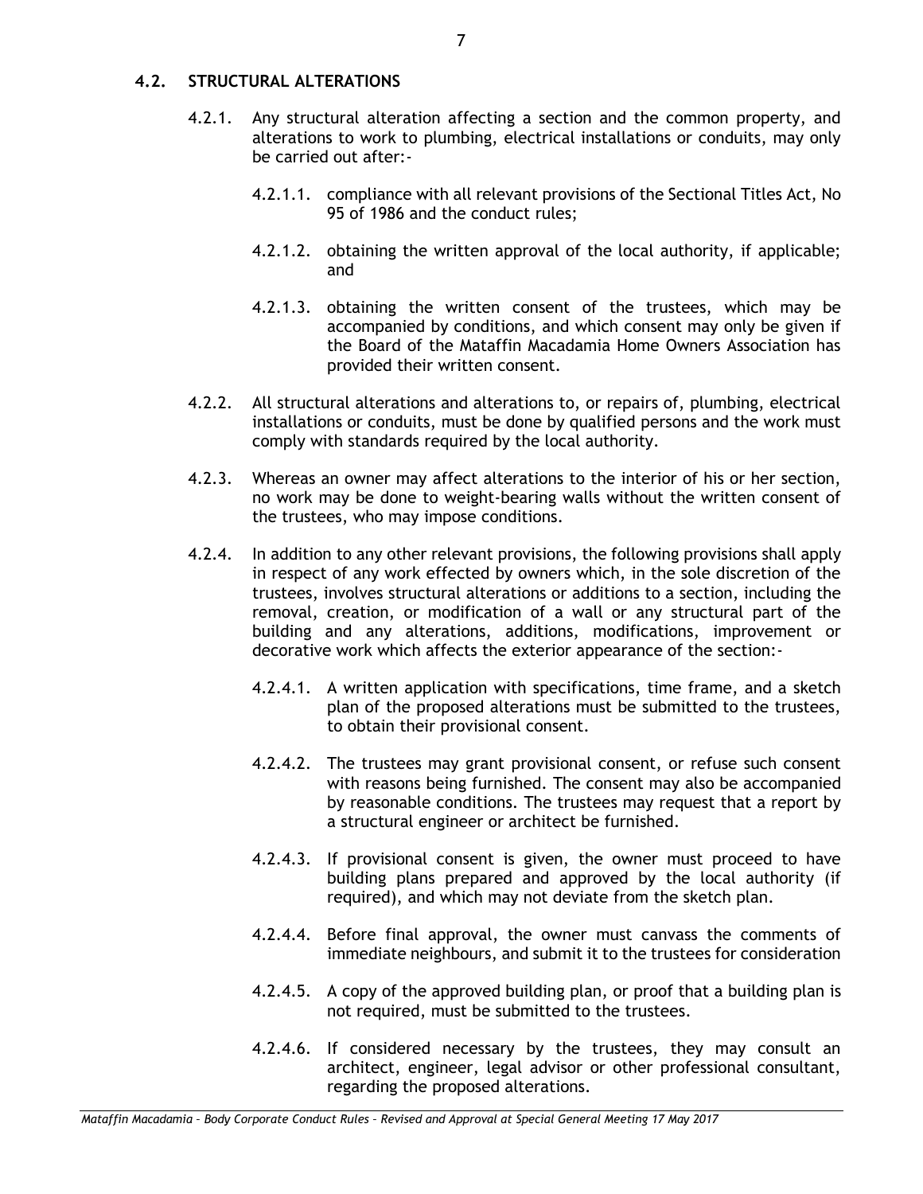### 4.2. STRUCTURAL ALTERATIONS

4.2.1. Any structural alteration affecting a section and the common property, and alterations to work to plumbing, electrical installations or conduits, may only be carried out after:-

4.2.1.1. compliance with all relevant provisions of the Sectional Titles Act, No 95 of 1986 and the conduct rules;

4.2.1.2. obtaining the written approval of the local authority, if applicable; and

4.2.1.3. obtaining the written consent of the trustees, which may be accompanied by conditions, and which consent may only be given if the Board of the Mataffin Macadamia Home Owners Association has provided their written consent.

4.2.2. All structural alterations and alterations to, or repairs of, plumbing, electrical installations or conduits, must be done by qualified persons and the work must comply with standards required by the local authority.

4.2.3. Whereas an owner may affect alterations to the interior of his or her section, no work may be done to weight-bearing walls without the written consent of the trustees, who may impose conditions.

4.2.4. In addition to any other relevant provisions, the following provisions shall apply in respect of any work effected by owners which, in the sole discretion of the trustees, involves structural alterations or additions to a section, including the removal, creation, or modification of a wall or any structural part of the building and any alterations, additions, modifications, improvement or decorative work which affects the exterior appearance of the section:-

4.2.4.1. A written application with specifications, time frame, and a sketch plan of the proposed alterations must be submitted to the trustees, to obtain their provisional consent.

4.2.4.2. The trustees may grant provisional consent, or refuse such consent with reasons being furnished. The consent may also be accompanied by reasonable conditions. The trustees may request that a report by a structural engineer or architect be furnished.

4.2.4.3. If provisional consent is given, the owner must proceed to have building plans prepared and approved by the local authority (if required), and which may not deviate from the sketch plan.

4.2.4.4. Before final approval, the owner must canvass the comments of immediate neighbours, and submit it to the trustees for consideration

4.2.4.5. A copy of the approved building plan, or proof that a building plan is not required, must be submitted to the trustees.

4.2.4.6. If considered necessary by the trustees, they may consult an architect, engineer, legal advisor or other professional consultant, regarding the proposed alterations.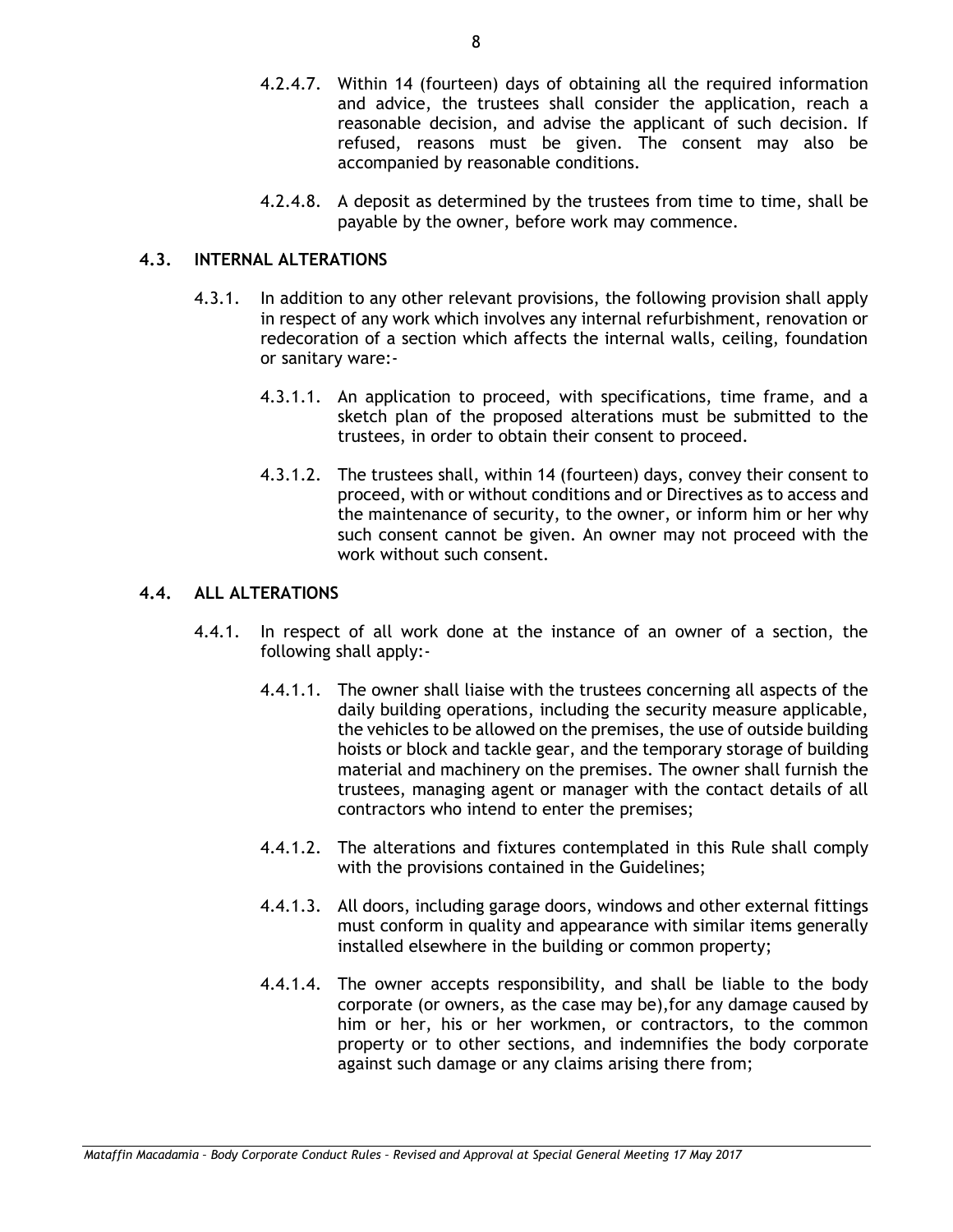4.2.4.7. Within 14 (fourteen) days of obtaining all the required information and advice, the trustees shall consider the application, reach a reasonable decision, and advise the applicant of such decision. If refused, reasons must be given. The consent may also be accompanied by reasonable conditions.

4.2.4.8. A deposit as determined by the trustees from time to time, shall be payable by the owner, before work may commence.

### 4.3. INTERNAL ALTERATIONS

4.3.1. In addition to any other relevant provisions, the following provision shall apply in respect of any work which involves any internal refurbishment, renovation or redecoration of a section which affects the internal walls, ceiling, foundation or sanitary ware:-

4.3.1.1. An application to proceed, with specifications, time frame, and a sketch plan of the proposed alterations must be submitted to the trustees, in order to obtain their consent to proceed.

4.3.1.2. The trustees shall, within 14 (fourteen) days, convey their consent to proceed, with or without conditions and or Directives as to access and the maintenance of security, to the owner, or inform him or her why such consent cannot be given. An owner may not proceed with the work without such consent.

### 4.4. ALL ALTERATIONS

4.4.1. In respect of all work done at the instance of an owner of a section, the following shall apply:-

4.4.1.1. The owner shall liaise with the trustees concerning all aspects of the daily building operations, including the security measure applicable, the vehicles to be allowed on the premises, the use of outside building hoists or block and tackle gear, and the temporary storage of building material and machinery on the premises. The owner shall furnish the trustees, managing agent or manager with the contact details of all contractors who intend to enter the premises;

4.4.1.2. The alterations and fixtures contemplated in this Rule shall comply with the provisions contained in the Guidelines;

4.4.1.3. All doors, including garage doors, windows and other external fittings must conform in quality and appearance with similar items generally installed elsewhere in the building or common property;

4.4.1.4. The owner accepts responsibility, and shall be liable to the body corporate (or owners, as the case may be),for any damage caused by him or her, his or her workmen, or contractors, to the common property or to other sections, and indemnifies the body corporate against such damage or any claims arising there from;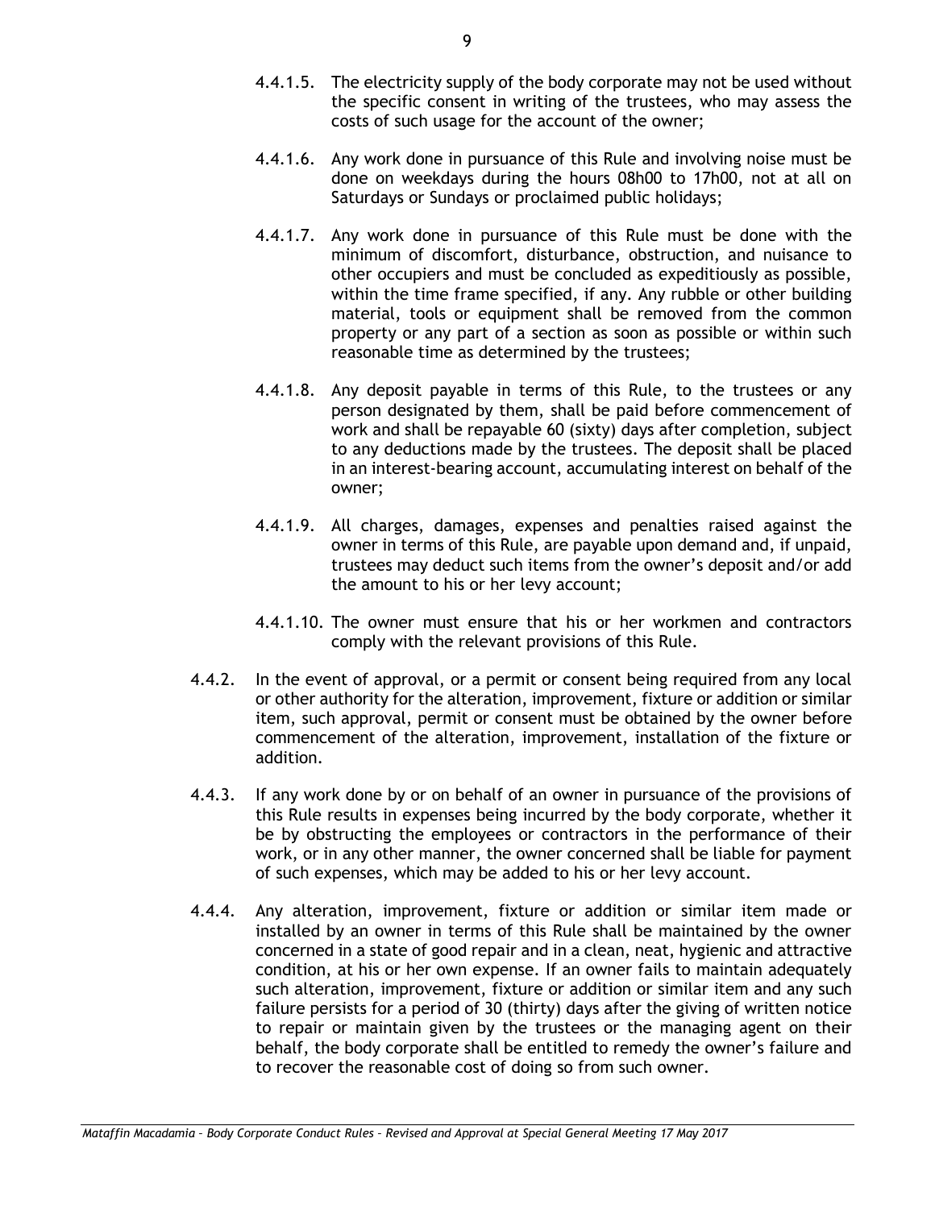4.4.1.5. The electricity supply of the body corporate may not be used without the specific consent in writing of the trustees, who may assess the costs of such usage for the account of the owner;

4.4.1.6. Any work done in pursuance of this Rule and involving noise must be done on weekdays during the hours 08h00 to 17h00, not at all on Saturdays or Sundays or proclaimed public holidays;

4.4.1.7. Any work done in pursuance of this Rule must be done with the minimum of discomfort, disturbance, obstruction, and nuisance to other occupiers and must be concluded as expeditiously as possible, within the time frame specified, if any. Any rubble or other building material, tools or equipment shall be removed from the common property or any part of a section as soon as possible or within such reasonable time as determined by the trustees;

4.4.1.8. Any deposit payable in terms of this Rule, to the trustees or any person designated by them, shall be paid before commencement of work and shall be repayable 60 (sixty) days after completion, subject to any deductions made by the trustees. The deposit shall be placed in an interest-bearing account, accumulating interest on behalf of the owner;

4.4.1.9. All charges, damages, expenses and penalties raised against the owner in terms of this Rule, are payable upon demand and, if unpaid, trustees may deduct such items from the owner's deposit and/or add the amount to his or her levy account;

4.4.1.10. The owner must ensure that his or her workmen and contractors comply with the relevant provisions of this Rule.

4.4.2. In the event of approval, or a permit or consent being required from any local or other authority for the alteration, improvement, fixture or addition or similar item, such approval, permit or consent must be obtained by the owner before commencement of the alteration, improvement, installation of the fixture or addition.

4.4.3. If any work done by or on behalf of an owner in pursuance of the provisions of this Rule results in expenses being incurred by the body corporate, whether it be by obstructing the employees or contractors in the performance of their work, or in any other manner, the owner concerned shall be liable for payment of such expenses, which may be added to his or her levy account.

4.4.4. Any alteration, improvement, fixture or addition or similar item made or installed by an owner in terms of this Rule shall be maintained by the owner concerned in a state of good repair and in a clean, neat, hygienic and attractive condition, at his or her own expense. If an owner fails to maintain adequately such alteration, improvement, fixture or addition or similar item and any such failure persists for a period of 30 (thirty) days after the giving of written notice to repair or maintain given by the trustees or the managing agent on their behalf, the body corporate shall be entitled to remedy the owner's failure and to recover the reasonable cost of doing so from such owner.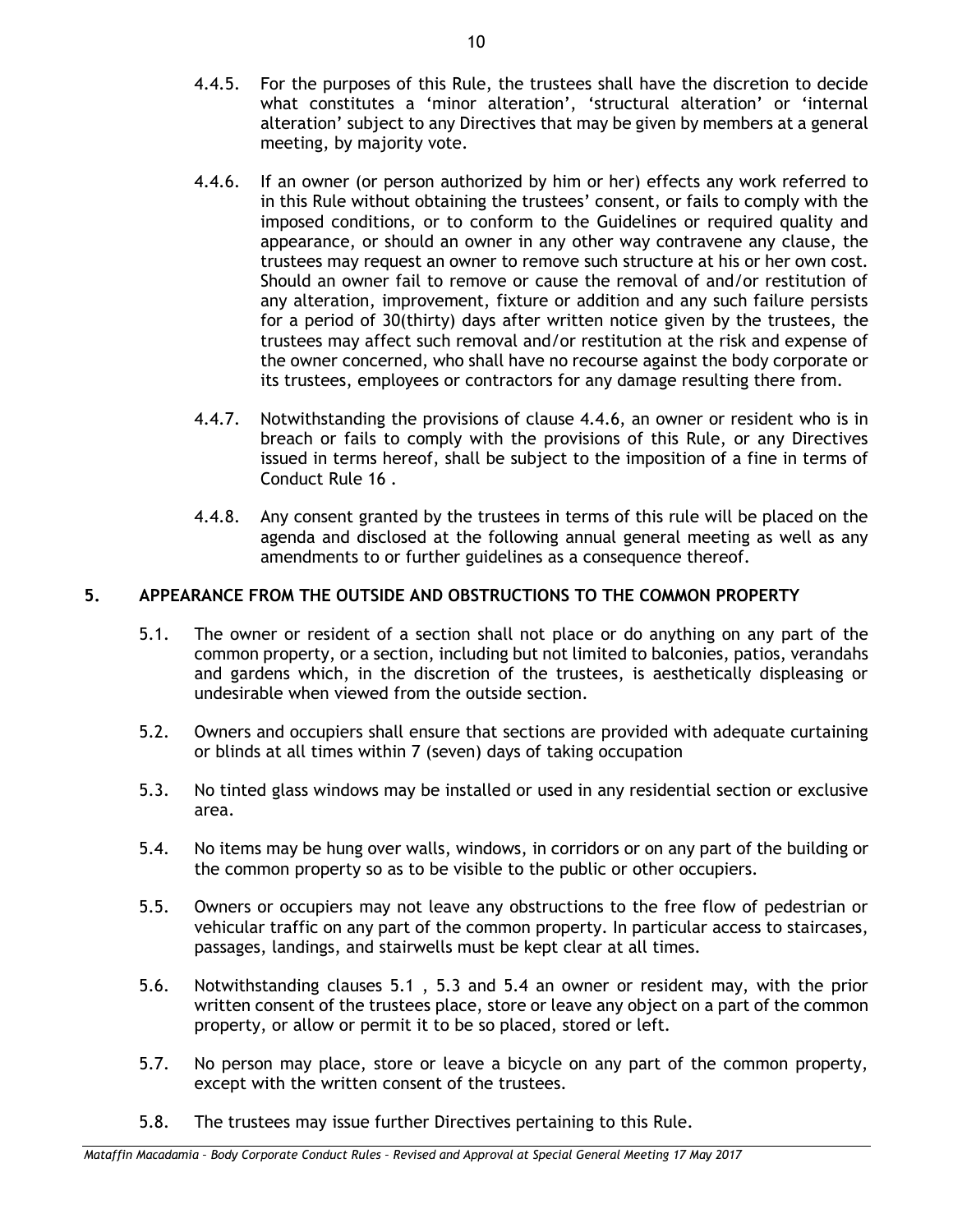4.4.5. For the purposes of this Rule, the trustees shall have the discretion to decide what constitutes a 'minor alteration', 'structural alteration' or 'internal alteration' subject to any Directives that may be given by members at a general meeting, by majority vote.

4.4.6. If an owner (or person authorized by him or her) effects any work referred to in this Rule without obtaining the trustees' consent, or fails to comply with the imposed conditions, or to conform to the Guidelines or required quality and appearance, or should an owner in any other way contravene any clause, the trustees may request an owner to remove such structure at his or her own cost. Should an owner fail to remove or cause the removal of and/or restitution of any alteration, improvement, fixture or addition and any such failure persists for a period of 30(thirty) days after written notice given by the trustees, the trustees may affect such removal and/or restitution at the risk and expense of the owner concerned, who shall have no recourse against the body corporate or its trustees, employees or contractors for any damage resulting there from.

4.4.7. Notwithstanding the provisions of clause 4.4.6, an owner or resident who is in breach or fails to comply with the provisions of this Rule, or any Directives issued in terms hereof, shall be subject to the imposition of a fine in terms of Conduct Rule 16 .

4.4.8. Any consent granted by the trustees in terms of this rule will be placed on the agenda and disclosed at the following annual general meeting as well as any amendments to or further guidelines as a consequence thereof.

## 5. APPEARANCE FROM THE OUTSIDE AND OBSTRUCTIONS TO THE COMMON PROPERTY

5.1. The owner or resident of a section shall not place or do anything on any part of the common property, or a section, including but not limited to balconies, patios, verandahs and gardens which, in the discretion of the trustees, is aesthetically displeasing or undesirable when viewed from the outside section.

5.2. Owners and occupiers shall ensure that sections are provided with adequate curtaining or blinds at all times within 7 (seven) days of taking occupation

5.3. No tinted glass windows may be installed or used in any residential section or exclusive area.

5.4. No items may be hung over walls, windows, in corridors or on any part of the building or the common property so as to be visible to the public or other occupiers.

5.5. Owners or occupiers may not leave any obstructions to the free flow of pedestrian or vehicular traffic on any part of the common property. In particular access to staircases, passages, landings, and stairwells must be kept clear at all times.

5.6. Notwithstanding clauses 5.1 , 5.3 and 5.4 an owner or resident may, with the prior written consent of the trustees place, store or leave any object on a part of the common property, or allow or permit it to be so placed, stored or left.

5.7. No person may place, store or leave a bicycle on any part of the common property, except with the written consent of the trustees.

5.8. The trustees may issue further Directives pertaining to this Rule.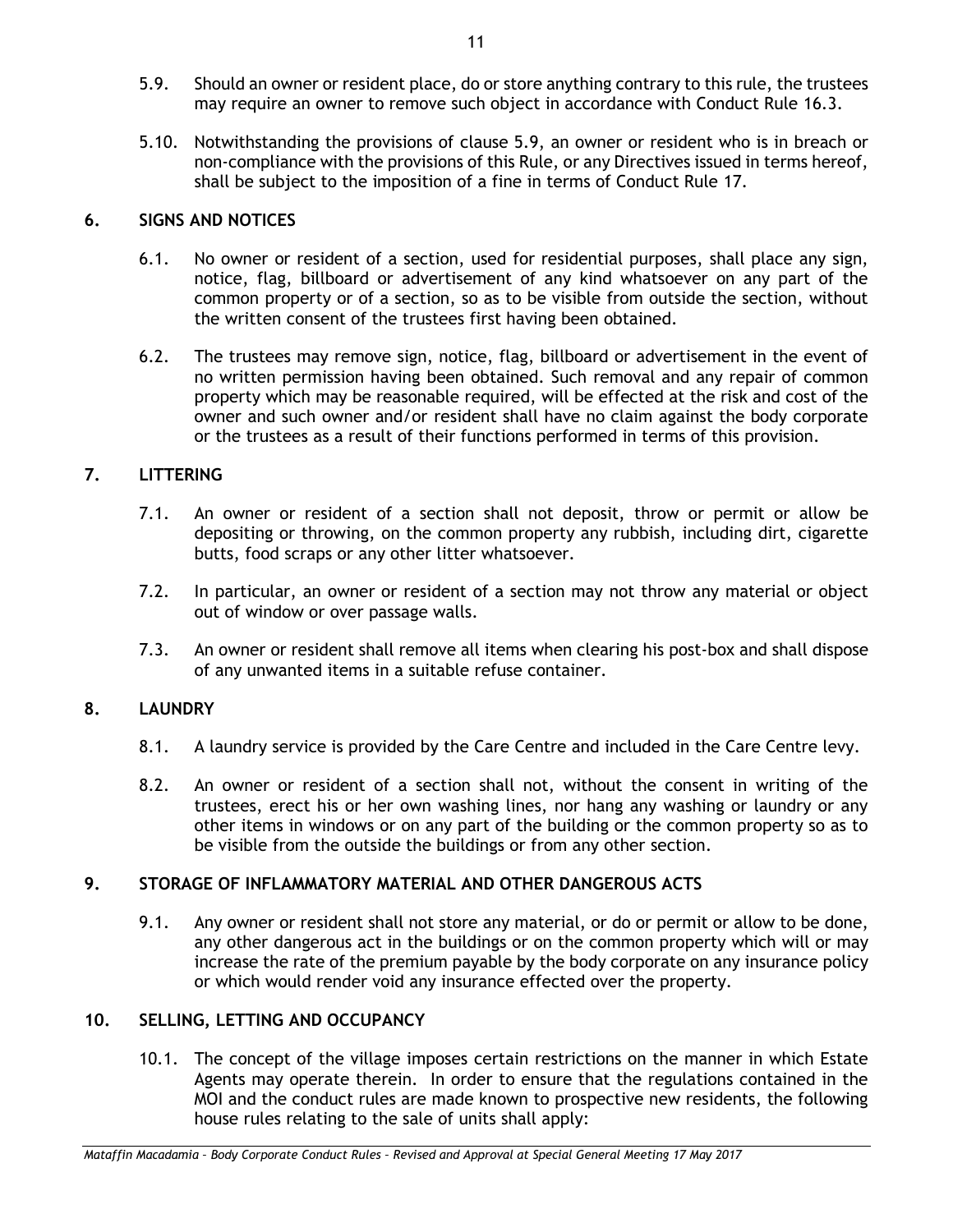5.9. Should an owner or resident place, do or store anything contrary to this rule, the trustees may require an owner to remove such object in accordance with Conduct Rule 16.3.

5.10. Notwithstanding the provisions of clause 5.9, an owner or resident who is in breach or non-compliance with the provisions of this Rule, or any Directives issued in terms hereof, shall be subject to the imposition of a fine in terms of Conduct Rule 17.

## 6. SIGNS AND NOTICES

6.1. No owner or resident of a section, used for residential purposes, shall place any sign, notice, flag, billboard or advertisement of any kind whatsoever on any part of the common property or of a section, so as to be visible from outside the section, without the written consent of the trustees first having been obtained.

6.2. The trustees may remove sign, notice, flag, billboard or advertisement in the event of no written permission having been obtained. Such removal and any repair of common property which may be reasonable required, will be effected at the risk and cost of the owner and such owner and/or resident shall have no claim against the body corporate or the trustees as a result of their functions performed in terms of this provision.

## 7. LITTERING

7.1. An owner or resident of a section shall not deposit, throw or permit or allow be depositing or throwing, on the common property any rubbish, including dirt, cigarette butts, food scraps or any other litter whatsoever.

7.2. In particular, an owner or resident of a section may not throw any material or object out of window or over passage walls.

7.3. An owner or resident shall remove all items when clearing his post-box and shall dispose of any unwanted items in a suitable refuse container.

## 8. LAUNDRY

8.1. A laundry service is provided by the Care Centre and included in the Care Centre levy.

8.2. An owner or resident of a section shall not, without the consent in writing of the trustees, erect his or her own washing lines, nor hang any washing or laundry or any other items in windows or on any part of the building or the common property so as to be visible from the outside the buildings or from any other section.

## 9. STORAGE OF INFLAMMATORY MATERIAL AND OTHER DANGEROUS ACTS

9.1. Any owner or resident shall not store any material, or do or permit or allow to be done, any other dangerous act in the buildings or on the common property which will or may increase the rate of the premium payable by the body corporate on any insurance policy or which would render void any insurance effected over the property.

## 10. SELLING, LETTING AND OCCUPANCY

10.1. The concept of the village imposes certain restrictions on the manner in which Estate Agents may operate therein. In order to ensure that the regulations contained in the MOI and the conduct rules are made known to prospective new residents, the following house rules relating to the sale of units shall apply: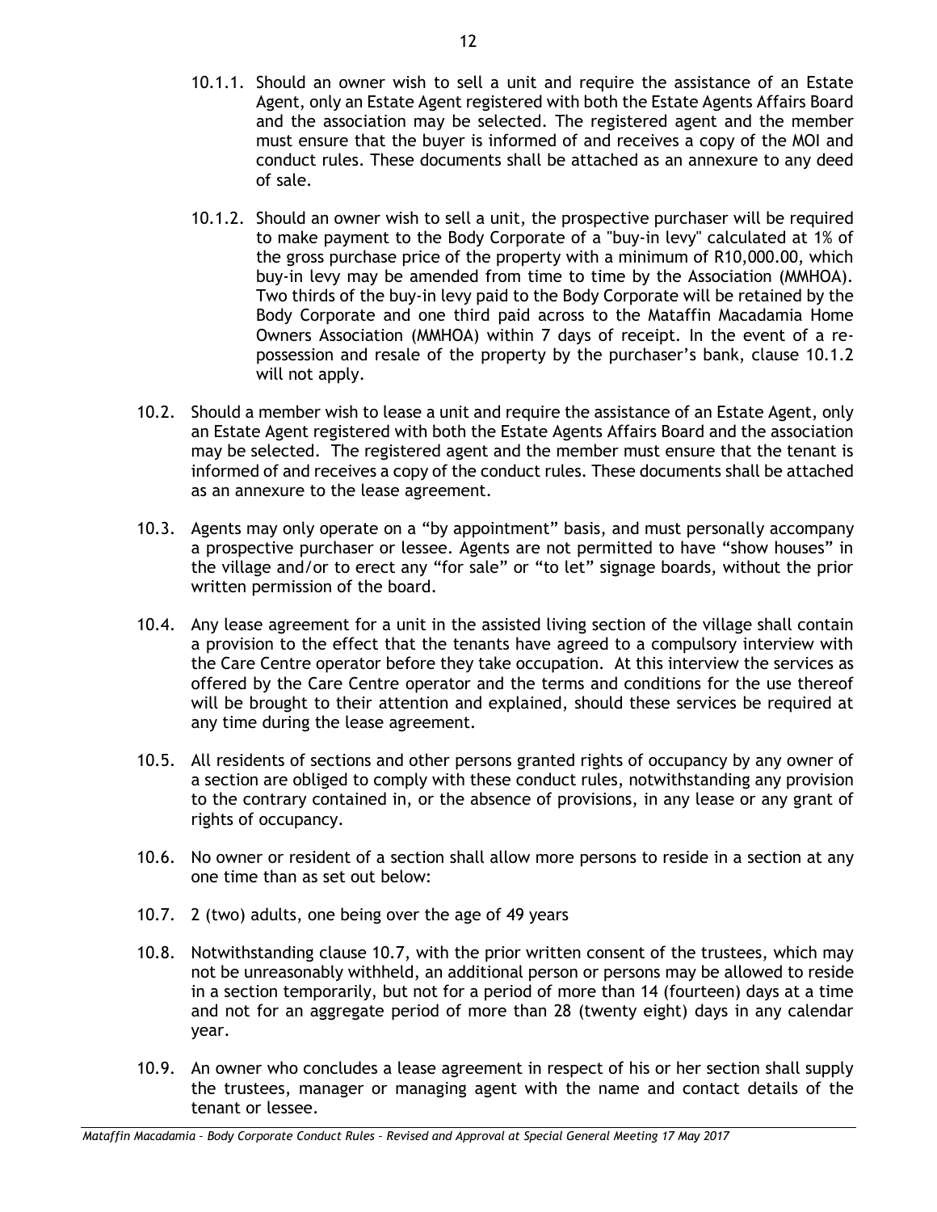10.1.1. Should an owner wish to sell a unit and require the assistance of an Estate Agent, only an Estate Agent registered with both the Estate Agents Affairs Board and the association may be selected. The registered agent and the member must ensure that the buyer is informed of and receives a copy of the MOI and conduct rules. These documents shall be attached as an annexure to any deed of sale.

10.1.2. Should an owner wish to sell a unit, the prospective purchaser will be required to make payment to the Body Corporate of a "buy-in levy" calculated at 1% of the gross purchase price of the property with a minimum of R10,000.00, which buy-in levy may be amended from time to time by the Association (MMHOA). Two thirds of the buy-in levy paid to the Body Corporate will be retained by the Body Corporate and one third paid across to the Mataffin Macadamia Home Owners Association (MMHOA) within 7 days of receipt. In the event of a re-possession and resale of the property by the purchaser's bank, clause 10.1.2 will not apply.

10.2. Should a member wish to lease a unit and require the assistance of an Estate Agent, only an Estate Agent registered with both the Estate Agents Affairs Board and the association may be selected. The registered agent and the member must ensure that the tenant is informed of and receives a copy of the conduct rules. These documents shall be attached as an annexure to the lease agreement.

10.3. Agents may only operate on a "by appointment" basis, and must personally accompany a prospective purchaser or lessee. Agents are not permitted to have "show houses" in the village and/or to erect any "for sale" or "to let" signage boards, without the prior written permission of the board.

10.4. Any lease agreement for a unit in the assisted living section of the village shall contain a provision to the effect that the tenants have agreed to a compulsory interview with the Care Centre operator before they take occupation. At this interview the services as offered by the Care Centre operator and the terms and conditions for the use thereof will be brought to their attention and explained, should these services be required at any time during the lease agreement.

10.5. All residents of sections and other persons granted rights of occupancy by any owner of a section are obliged to comply with these conduct rules, notwithstanding any provision to the contrary contained in, or the absence of provisions, in any lease or any grant of rights of occupancy.

10.6. No owner or resident of a section shall allow more persons to reside in a section at any one time than as set out below:

10.7. 2 (two) adults, one being over the age of 49 years

10.8. Notwithstanding clause 10.7, with the prior written consent of the trustees, which may not be unreasonably withheld, an additional person or persons may be allowed to reside in a section temporarily, but not for a period of more than 14 (fourteen) days at a time and not for an aggregate period of more than 28 (twenty eight) days in any calendar year.

10.9. An owner who concludes a lease agreement in respect of his or her section shall supply the trustees, manager or managing agent with the name and contact details of the tenant or lessee.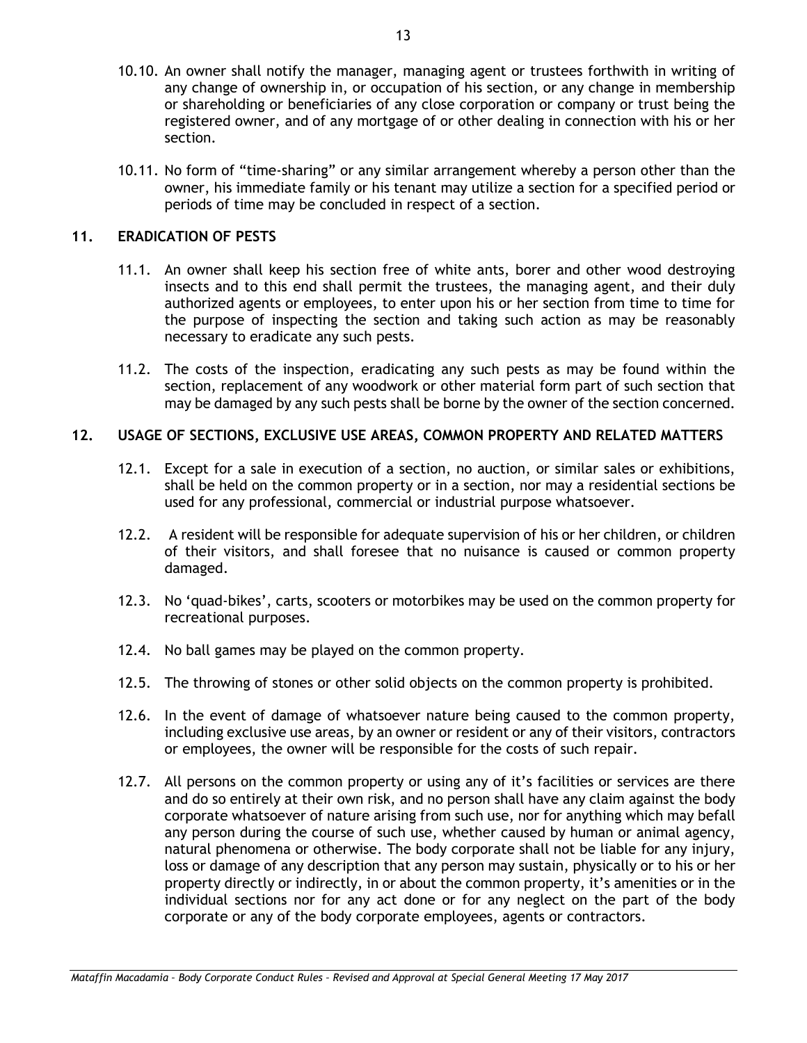10.10. An owner shall notify the manager, managing agent or trustees forthwith in writing of any change of ownership in, or occupation of his section, or any change in membership or shareholding or beneficiaries of any close corporation or company or trust being the registered owner, and of any mortgage of or other dealing in connection with his or her section.

10.11. No form of "time-sharing" or any similar arrangement whereby a person other than the owner, his immediate family or his tenant may utilize a section for a specified period or periods of time may be concluded in respect of a section.

## 11. ERADICATION OF PESTS

11.1. An owner shall keep his section free of white ants, borer and other wood destroying insects and to this end shall permit the trustees, the managing agent, and their duly authorized agents or employees, to enter upon his or her section from time to time for the purpose of inspecting the section and taking such action as may be reasonably necessary to eradicate any such pests.

11.2. The costs of the inspection, eradicating any such pests as may be found within the section, replacement of any woodwork or other material form part of such section that may be damaged by any such pests shall be borne by the owner of the section concerned.

## 12. USAGE OF SECTIONS, EXCLUSIVE USE AREAS, COMMON PROPERTY AND RELATED MATTERS

12.1. Except for a sale in execution of a section, no auction, or similar sales or exhibitions, shall be held on the common property or in a section, nor may a residential sections be used for any professional, commercial or industrial purpose whatsoever.

12.2. A resident will be responsible for adequate supervision of his or her children, or children of their visitors, and shall foresee that no nuisance is caused or common property damaged.

12.3. No 'quad-bikes', carts, scooters or motorbikes may be used on the common property for recreational purposes.

12.4. No ball games may be played on the common property.

12.5. The throwing of stones or other solid objects on the common property is prohibited.

12.6. In the event of damage of whatsoever nature being caused to the common property, including exclusive use areas, by an owner or resident or any of their visitors, contractors or employees, the owner will be responsible for the costs of such repair.

12.7. All persons on the common property or using any of it's facilities or services are there and do so entirely at their own risk, and no person shall have any claim against the body corporate whatsoever of nature arising from such use, nor for anything which may befall any person during the course of such use, whether caused by human or animal agency, natural phenomena or otherwise. The body corporate shall not be liable for any injury, loss or damage of any description that any person may sustain, physically or to his or her property directly or indirectly, in or about the common property, it's amenities or in the individual sections nor for any act done or for any neglect on the part of the body corporate or any of the body corporate employees, agents or contractors.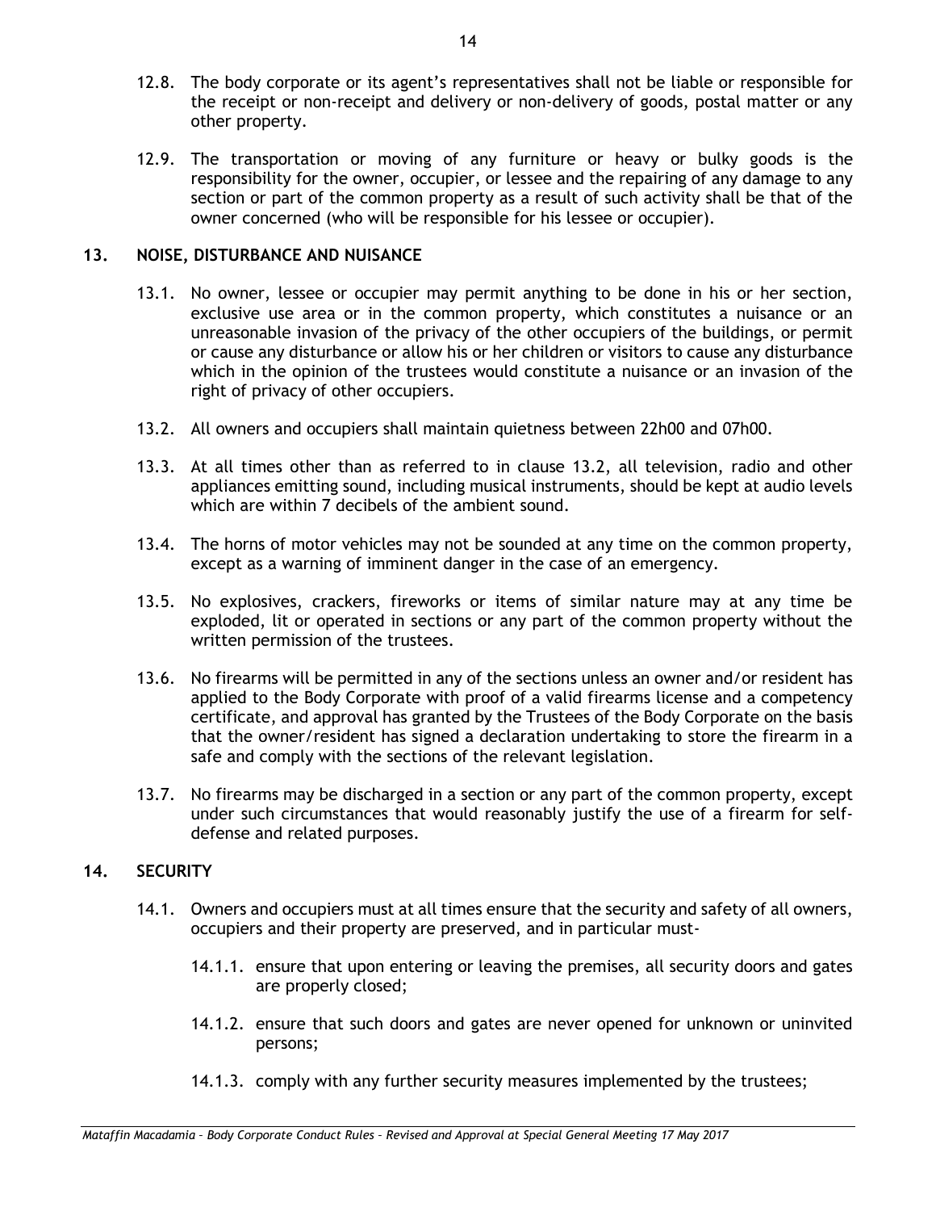12.8. The body corporate or its agent's representatives shall not be liable or responsible for the receipt or non-receipt and delivery or non-delivery of goods, postal matter or any other property.

12.9. The transportation or moving of any furniture or heavy or bulky goods is the responsibility for the owner, occupier, or lessee and the repairing of any damage to any section or part of the common property as a result of such activity shall be that of the owner concerned (who will be responsible for his lessee or occupier).

## 13. NOISE, DISTURBANCE AND NUISANCE

13.1. No owner, lessee or occupier may permit anything to be done in his or her section, exclusive use area or in the common property, which constitutes a nuisance or an unreasonable invasion of the privacy of the other occupiers of the buildings, or permit or cause any disturbance or allow his or her children or visitors to cause any disturbance which in the opinion of the trustees would constitute a nuisance or an invasion of the right of privacy of other occupiers.

13.2. All owners and occupiers shall maintain quietness between 22h00 and 07h00.

13.3. At all times other than as referred to in clause 13.2, all television, radio and other appliances emitting sound, including musical instruments, should be kept at audio levels which are within 7 decibels of the ambient sound.

13.4. The horns of motor vehicles may not be sounded at any time on the common property, except as a warning of imminent danger in the case of an emergency.

13.5. No explosives, crackers, fireworks or items of similar nature may at any time be exploded, lit or operated in sections or any part of the common property without the written permission of the trustees.

13.6. No firearms will be permitted in any of the sections unless an owner and/or resident has applied to the Body Corporate with proof of a valid firearms license and a competency certificate, and approval has granted by the Trustees of the Body Corporate on the basis that the owner/resident has signed a declaration undertaking to store the firearm in a safe and comply with the sections of the relevant legislation.

13.7. No firearms may be discharged in a section or any part of the common property, except under such circumstances that would reasonably justify the use of a firearm for self-defense and related purposes.

## 14. SECURITY

14.1. Owners and occupiers must at all times ensure that the security and safety of all owners, occupiers and their property are preserved, and in particular must-

14.1.1. ensure that upon entering or leaving the premises, all security doors and gates are properly closed;

14.1.2. ensure that such doors and gates are never opened for unknown or uninvited persons;

14.1.3. comply with any further security measures implemented by the trustees;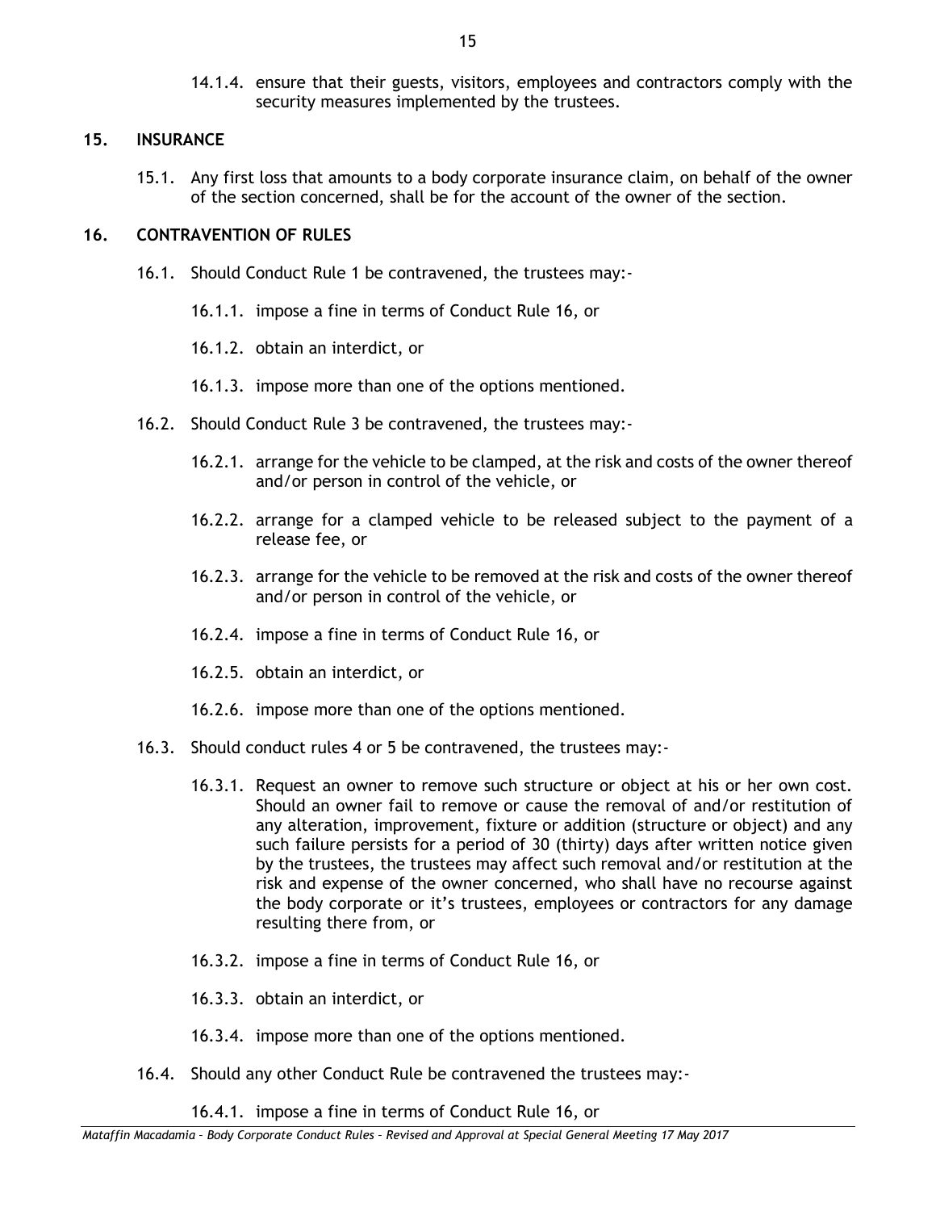14.1.4. ensure that their guests, visitors, employees and contractors comply with the security measures implemented by the trustees.

## 15. INSURANCE

15.1. Any first loss that amounts to a body corporate insurance claim, on behalf of the owner of the section concerned, shall be for the account of the owner of the section.

## 16. CONTRAVENTION OF RULES

16.1. Should Conduct Rule 1 be contravened, the trustees may:-

16.1.1. impose a fine in terms of Conduct Rule 16, or

16.1.2. obtain an interdict, or

16.1.3. impose more than one of the options mentioned.

16.2. Should Conduct Rule 3 be contravened, the trustees may:-

16.2.1. arrange for the vehicle to be clamped, at the risk and costs of the owner thereof and/or person in control of the vehicle, or

16.2.2. arrange for a clamped vehicle to be released subject to the payment of a release fee, or

16.2.3. arrange for the vehicle to be removed at the risk and costs of the owner thereof and/or person in control of the vehicle, or

16.2.4. impose a fine in terms of Conduct Rule 16, or

16.2.5. obtain an interdict, or

16.2.6. impose more than one of the options mentioned.

16.3. Should conduct rules 4 or 5 be contravened, the trustees may:-

16.3.1. Request an owner to remove such structure or object at his or her own cost. Should an owner fail to remove or cause the removal of and/or restitution of any alteration, improvement, fixture or addition (structure or object) and any such failure persists for a period of 30 (thirty) days after written notice given by the trustees, the trustees may affect such removal and/or restitution at the risk and expense of the owner concerned, who shall have no recourse against the body corporate or it's trustees, employees or contractors for any damage resulting there from, or

16.3.2. impose a fine in terms of Conduct Rule 16, or

16.3.3. obtain an interdict, or

16.3.4. impose more than one of the options mentioned.

16.4. Should any other Conduct Rule be contravened the trustees may:-

16.4.1. impose a fine in terms of Conduct Rule 16, or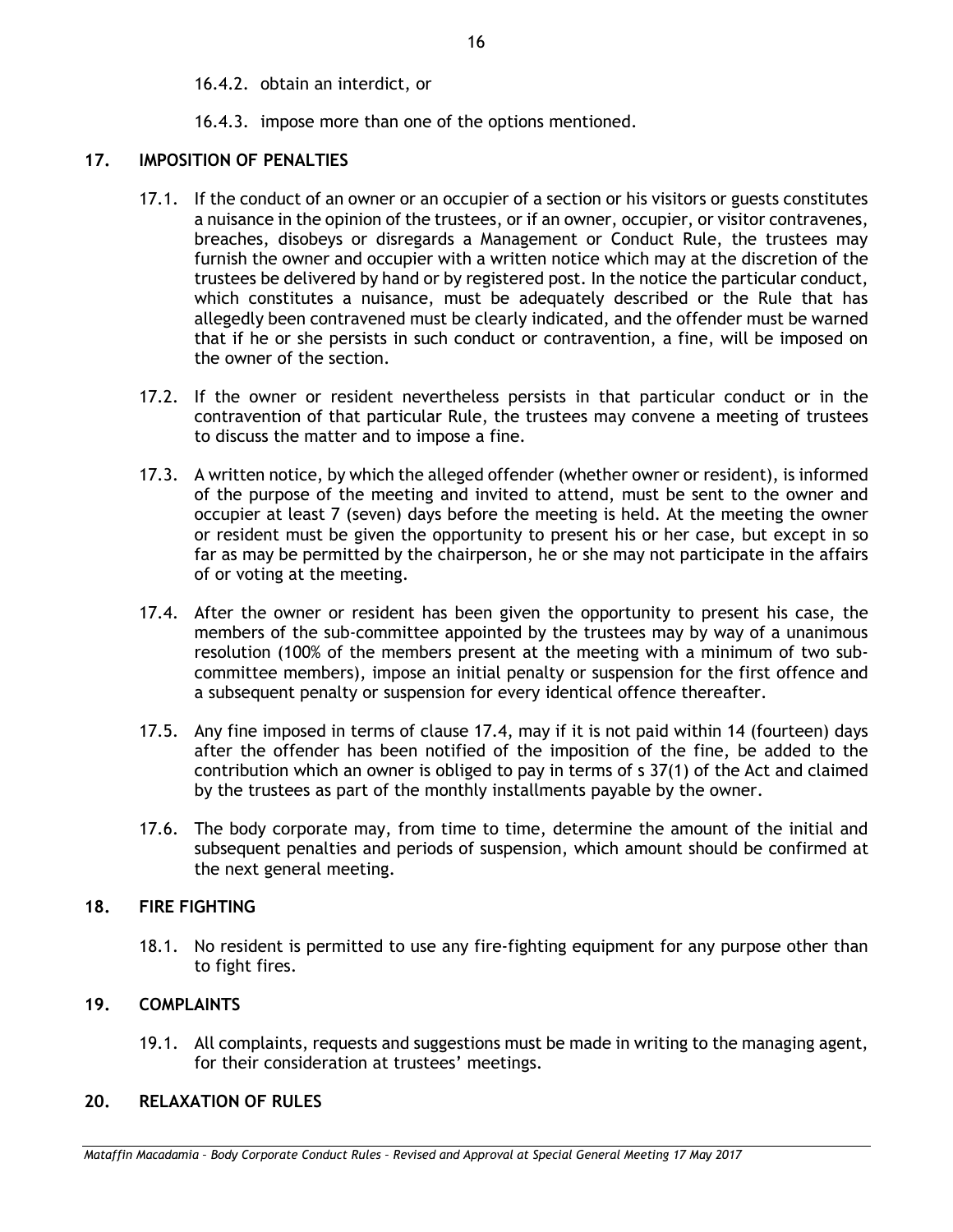16.4.2. obtain an interdict, or

16.4.3. impose more than one of the options mentioned.

## 17. IMPOSITION OF PENALTIES

17.1. If the conduct of an owner or an occupier of a section or his visitors or guests constitutes a nuisance in the opinion of the trustees, or if an owner, occupier, or visitor contravenes, breaches, disobeys or disregards a Management or Conduct Rule, the trustees may furnish the owner and occupier with a written notice which may at the discretion of the trustees be delivered by hand or by registered post. In the notice the particular conduct, which constitutes a nuisance, must be adequately described or the Rule that has allegedly been contravened must be clearly indicated, and the offender must be warned that if he or she persists in such conduct or contravention, a fine, will be imposed on the owner of the section.

17.2. If the owner or resident nevertheless persists in that particular conduct or in the contravention of that particular Rule, the trustees may convene a meeting of trustees to discuss the matter and to impose a fine.

17.3. A written notice, by which the alleged offender (whether owner or resident), is informed of the purpose of the meeting and invited to attend, must be sent to the owner and occupier at least 7 (seven) days before the meeting is held. At the meeting the owner or resident must be given the opportunity to present his or her case, but except in so far as may be permitted by the chairperson, he or she may not participate in the affairs of or voting at the meeting.

17.4. After the owner or resident has been given the opportunity to present his case, the members of the sub-committee appointed by the trustees may by way of a unanimous resolution (100% of the members present at the meeting with a minimum of two sub-committee members), impose an initial penalty or suspension for the first offence and a subsequent penalty or suspension for every identical offence thereafter.

17.5. Any fine imposed in terms of clause 17.4, may if it is not paid within 14 (fourteen) days after the offender has been notified of the imposition of the fine, be added to the contribution which an owner is obliged to pay in terms of s 37(1) of the Act and claimed by the trustees as part of the monthly installments payable by the owner.

17.6. The body corporate may, from time to time, determine the amount of the initial and subsequent penalties and periods of suspension, which amount should be confirmed at the next general meeting.

## 18. FIRE FIGHTING

18.1. No resident is permitted to use any fire-fighting equipment for any purpose other than to fight fires.

## 19. COMPLAINTS

19.1. All complaints, requests and suggestions must be made in writing to the managing agent, for their consideration at trustees' meetings.

## 20. RELAXATION OF RULES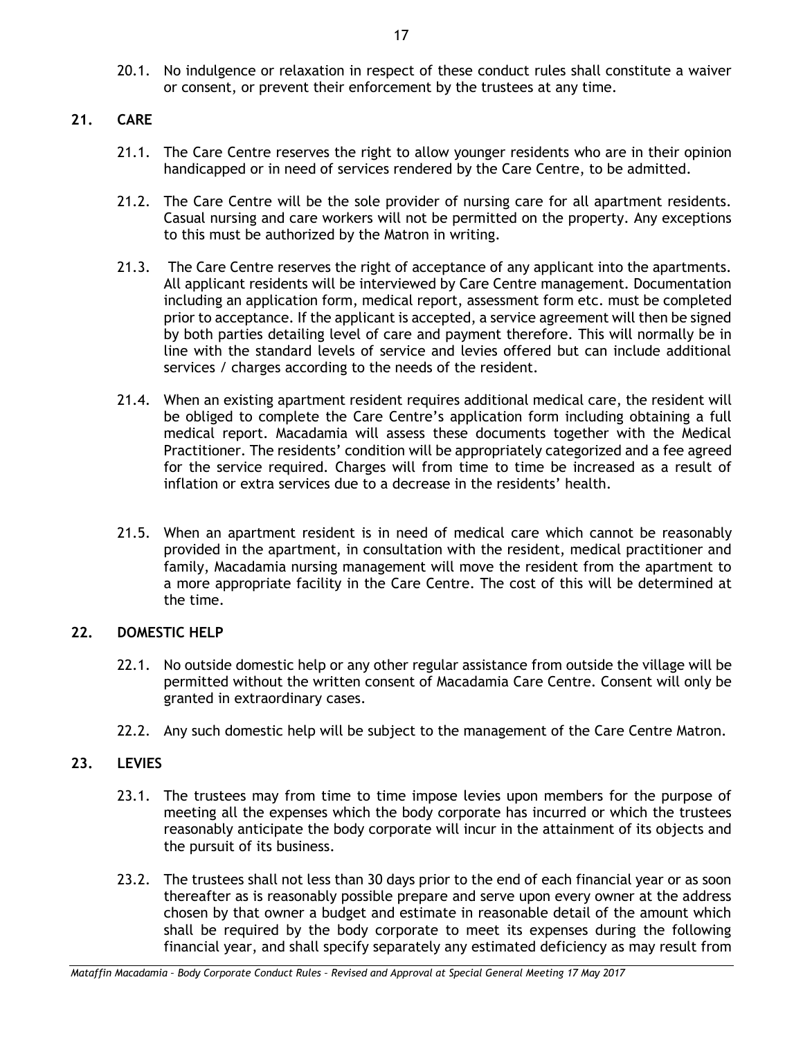20.1. No indulgence or relaxation in respect of these conduct rules shall constitute a waiver or consent, or prevent their enforcement by the trustees at any time.

## 21. CARE

21.1. The Care Centre reserves the right to allow younger residents who are in their opinion handicapped or in need of services rendered by the Care Centre, to be admitted.

21.2. The Care Centre will be the sole provider of nursing care for all apartment residents. Casual nursing and care workers will not be permitted on the property. Any exceptions to this must be authorized by the Matron in writing.

21.3. The Care Centre reserves the right of acceptance of any applicant into the apartments. All applicant residents will be interviewed by Care Centre management. Documentation including an application form, medical report, assessment form etc. must be completed prior to acceptance. If the applicant is accepted, a service agreement will then be signed by both parties detailing level of care and payment therefore. This will normally be in line with the standard levels of service and levies offered but can include additional services / charges according to the needs of the resident.

21.4. When an existing apartment resident requires additional medical care, the resident will be obliged to complete the Care Centre's application form including obtaining a full medical report. Macadamia will assess these documents together with the Medical Practitioner. The residents' condition will be appropriately categorized and a fee agreed for the service required. Charges will from time to time be increased as a result of inflation or extra services due to a decrease in the residents' health.

21.5. When an apartment resident is in need of medical care which cannot be reasonably provided in the apartment, in consultation with the resident, medical practitioner and family, Macadamia nursing management will move the resident from the apartment to a more appropriate facility in the Care Centre. The cost of this will be determined at the time.

## 22. DOMESTIC HELP

22.1. No outside domestic help or any other regular assistance from outside the village will be permitted without the written consent of Macadamia Care Centre. Consent will only be granted in extraordinary cases.

22.2. Any such domestic help will be subject to the management of the Care Centre Matron.

## 23. LEVIES

23.1. The trustees may from time to time impose levies upon members for the purpose of meeting all the expenses which the body corporate has incurred or which the trustees reasonably anticipate the body corporate will incur in the attainment of its objects and the pursuit of its business.

23.2. The trustees shall not less than 30 days prior to the end of each financial year or as soon thereafter as is reasonably possible prepare and serve upon every owner at the address chosen by that owner a budget and estimate in reasonable detail of the amount which shall be required by the body corporate to meet its expenses during the following financial year, and shall specify separately any estimated deficiency as may result from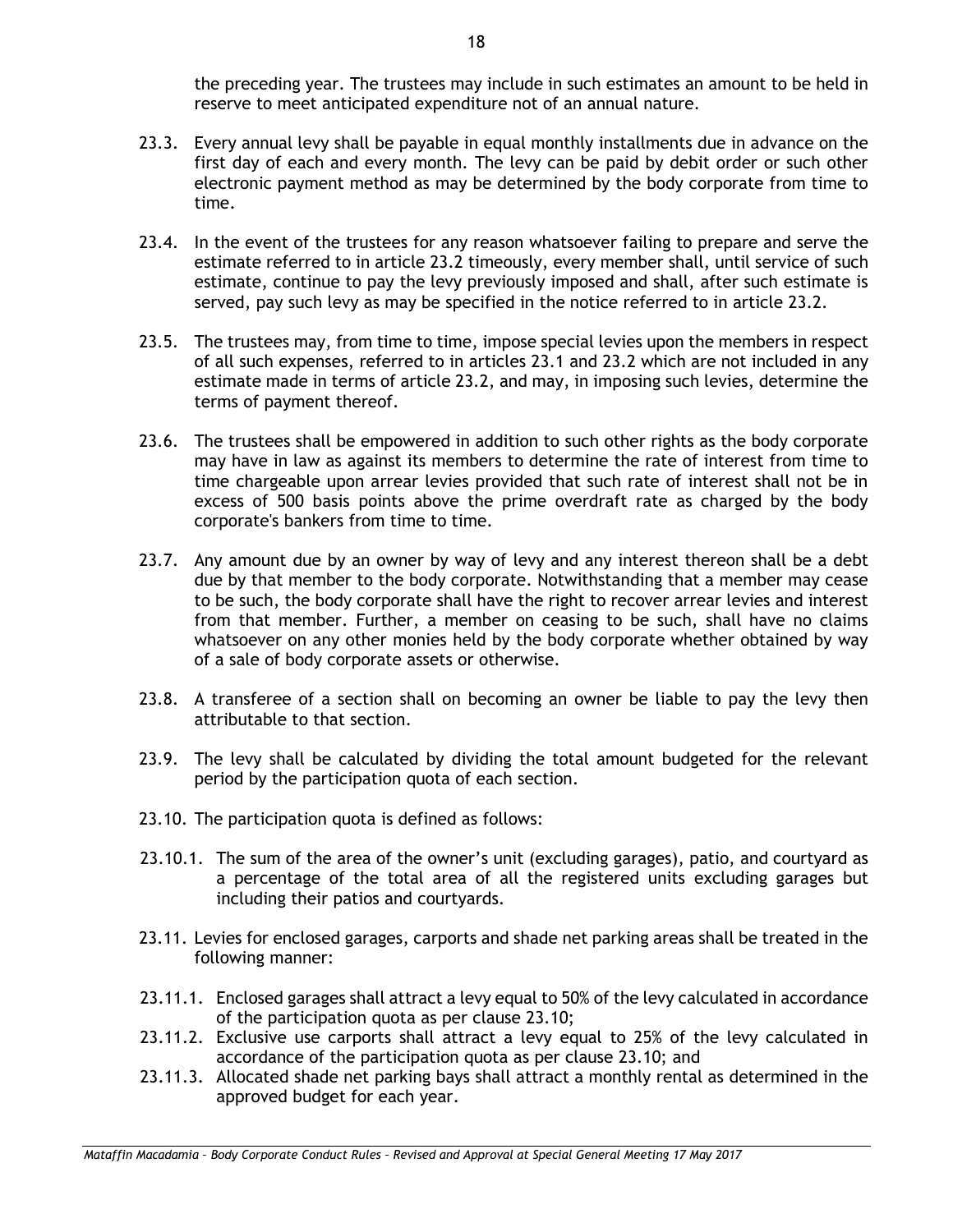the preceding year. The trustees may include in such estimates an amount to be held in reserve to meet anticipated expenditure not of an annual nature.

23.3. Every annual levy shall be payable in equal monthly installments due in advance on the first day of each and every month. The levy can be paid by debit order or such other electronic payment method as may be determined by the body corporate from time to time.

23.4. In the event of the trustees for any reason whatsoever failing to prepare and serve the estimate referred to in article 23.2 timeously, every member shall, until service of such estimate, continue to pay the levy previously imposed and shall, after such estimate is served, pay such levy as may be specified in the notice referred to in article 23.2.

23.5. The trustees may, from time to time, impose special levies upon the members in respect of all such expenses, referred to in articles 23.1 and 23.2 which are not included in any estimate made in terms of article 23.2, and may, in imposing such levies, determine the terms of payment thereof.

23.6. The trustees shall be empowered in addition to such other rights as the body corporate may have in law as against its members to determine the rate of interest from time to time chargeable upon arrear levies provided that such rate of interest shall not be in excess of 500 basis points above the prime overdraft rate as charged by the body corporate's bankers from time to time.

23.7. Any amount due by an owner by way of levy and any interest thereon shall be a debt due by that member to the body corporate. Notwithstanding that a member may cease to be such, the body corporate shall have the right to recover arrear levies and interest from that member. Further, a member on ceasing to be such, shall have no claims whatsoever on any other monies held by the body corporate whether obtained by way of a sale of body corporate assets or otherwise.

23.8. A transferee of a section shall on becoming an owner be liable to pay the levy then attributable to that section.

23.9. The levy shall be calculated by dividing the total amount budgeted for the relevant period by the participation quota of each section.

23.10. The participation quota is defined as follows:

23.10.1. The sum of the area of the owner's unit (excluding garages), patio, and courtyard as a percentage of the total area of all the registered units excluding garages but including their patios and courtyards.

23.11. Levies for enclosed garages, carports and shade net parking areas shall be treated in the following manner:

23.11.1. Enclosed garages shall attract a levy equal to 50% of the levy calculated in accordance of the participation quota as per clause 23.10;

23.11.2. Exclusive use carports shall attract a levy equal to 25% of the levy calculated in accordance of the participation quota as per clause 23.10; and

23.11.3. Allocated shade net parking bays shall attract a monthly rental as determined in the approved budget for each year.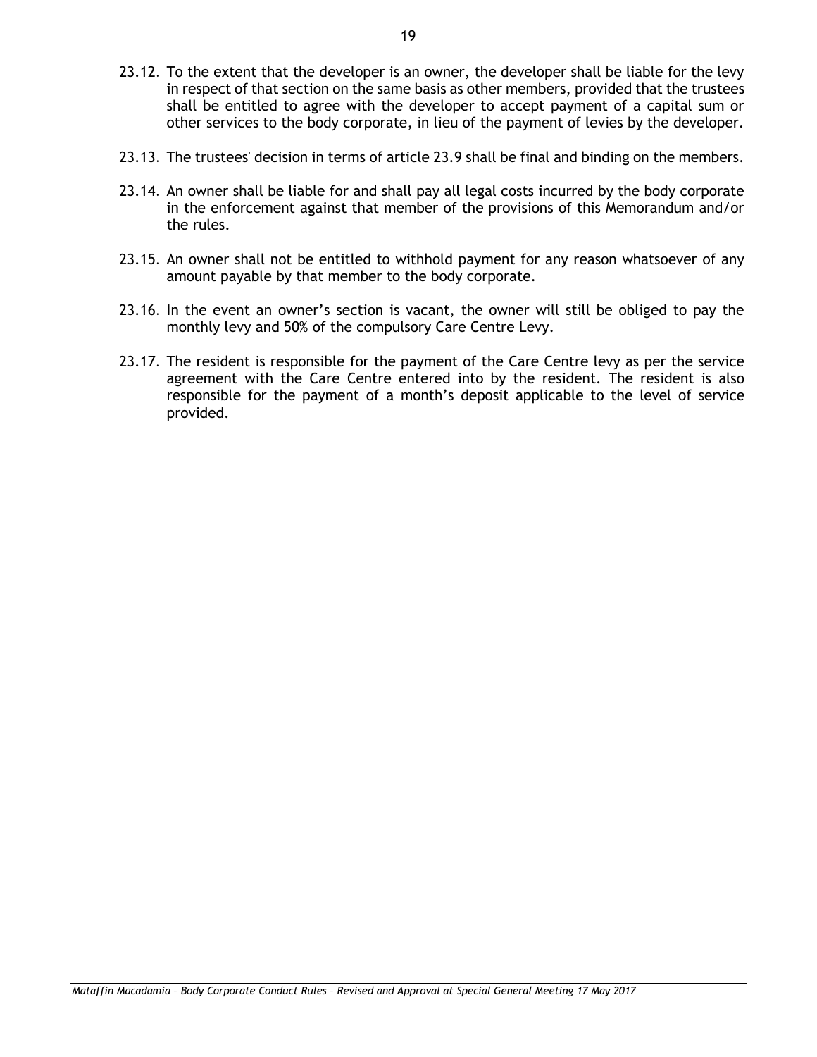23.12. To the extent that the developer is an owner, the developer shall be liable for the levy in respect of that section on the same basis as other members, provided that the trustees shall be entitled to agree with the developer to accept payment of a capital sum or other services to the body corporate, in lieu of the payment of levies by the developer.

23.13. The trustees' decision in terms of article 23.9 shall be final and binding on the members.

23.14. An owner shall be liable for and shall pay all legal costs incurred by the body corporate in the enforcement against that member of the provisions of this Memorandum and/or the rules.

23.15. An owner shall not be entitled to withhold payment for any reason whatsoever of any amount payable by that member to the body corporate.

23.16. In the event an owner's section is vacant, the owner will still be obliged to pay the monthly levy and 50% of the compulsory Care Centre Levy.

23.17. The resident is responsible for the payment of the Care Centre levy as per the service agreement with the Care Centre entered into by the resident. The resident is also responsible for the payment of a month's deposit applicable to the level of service provided.